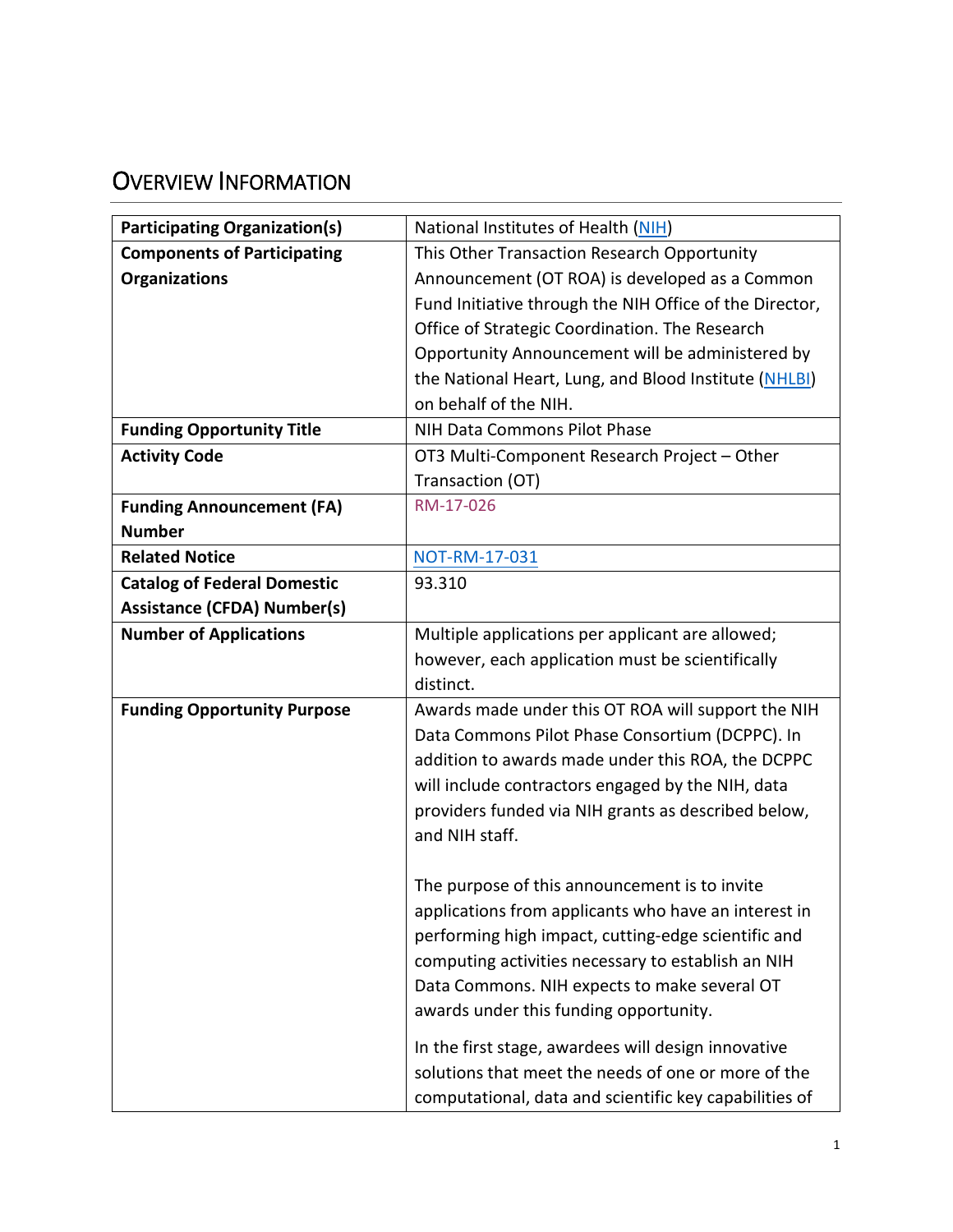## OVERVIEW INFORMATION

| | |
|---|---|
| **Participating Organization(s)** | National Institutes of Health (NIH) |
| **Components of Participating Organizations** | This Other Transaction Research Opportunity Announcement (OT ROA) is developed as a Common Fund Initiative through the NIH Office of the Director, Office of Strategic Coordination. The Research Opportunity Announcement will be administered by the National Heart, Lung, and Blood Institute (NHLBI) on behalf of the NIH. |
| **Funding Opportunity Title** | NIH Data Commons Pilot Phase |
| **Activity Code** | OT3 Multi-Component Research Project – Other Transaction (OT) |
| **Funding Announcement (FA) Number** | RM-17-026 |
| **Related Notice** | NOT-RM-17-031 |
| **Catalog of Federal Domestic Assistance (CFDA) Number(s)** | 93.310 |
| **Number of Applications** | Multiple applications per applicant are allowed; however, each application must be scientifically distinct. |
| **Funding Opportunity Purpose** | Awards made under this OT ROA will support the NIH Data Commons Pilot Phase Consortium (DCPPC). In addition to awards made under this ROA, the DCPPC will include contractors engaged by the NIH, data providers funded via NIH grants as described below, and NIH staff.<br><br>The purpose of this announcement is to invite applications from applicants who have an interest in performing high impact, cutting-edge scientific and computing activities necessary to establish an NIH Data Commons. NIH expects to make several OT awards under this funding opportunity.<br><br>In the first stage, awardees will design innovative solutions that meet the needs of one or more of the computational, data and scientific key capabilities of |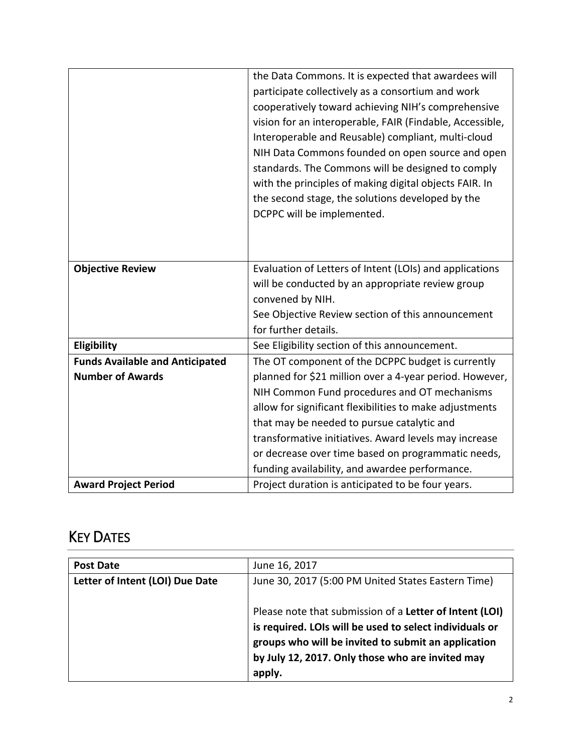| | |
|---|---|
| | the Data Commons. It is expected that awardees will participate collectively as a consortium and work cooperatively toward achieving NIH's comprehensive vision for an interoperable, FAIR (Findable, Accessible, Interoperable and Reusable) compliant, multi-cloud NIH Data Commons founded on open source and open standards. The Commons will be designed to comply with the principles of making digital objects FAIR. In the second stage, the solutions developed by the DCPPC will be implemented. |
| **Objective Review** | Evaluation of Letters of Intent (LOIs) and applications will be conducted by an appropriate review group convened by NIH.<br>See Objective Review section of this announcement for further details. |
| **Eligibility** | See Eligibility section of this announcement. |
| **Funds Available and Anticipated Number of Awards** | The OT component of the DCPPC budget is currently planned for $21 million over a 4-year period. However, NIH Common Fund procedures and OT mechanisms allow for significant flexibilities to make adjustments that may be needed to pursue catalytic and transformative initiatives. Award levels may increase or decrease over time based on programmatic needs, funding availability, and awardee performance. |
| **Award Project Period** | Project duration is anticipated to be four years. |

## KEY DATES

| | |
|---|---|
| **Post Date** | June 16, 2017 |
| **Letter of Intent (LOI) Due Date** | June 30, 2017 (5:00 PM United States Eastern Time)<br><br>Please note that submission of a **Letter of Intent (LOI) is required. LOIs will be used to select individuals or groups who will be invited to submit an application by July 12, 2017. Only those who are invited may apply.** |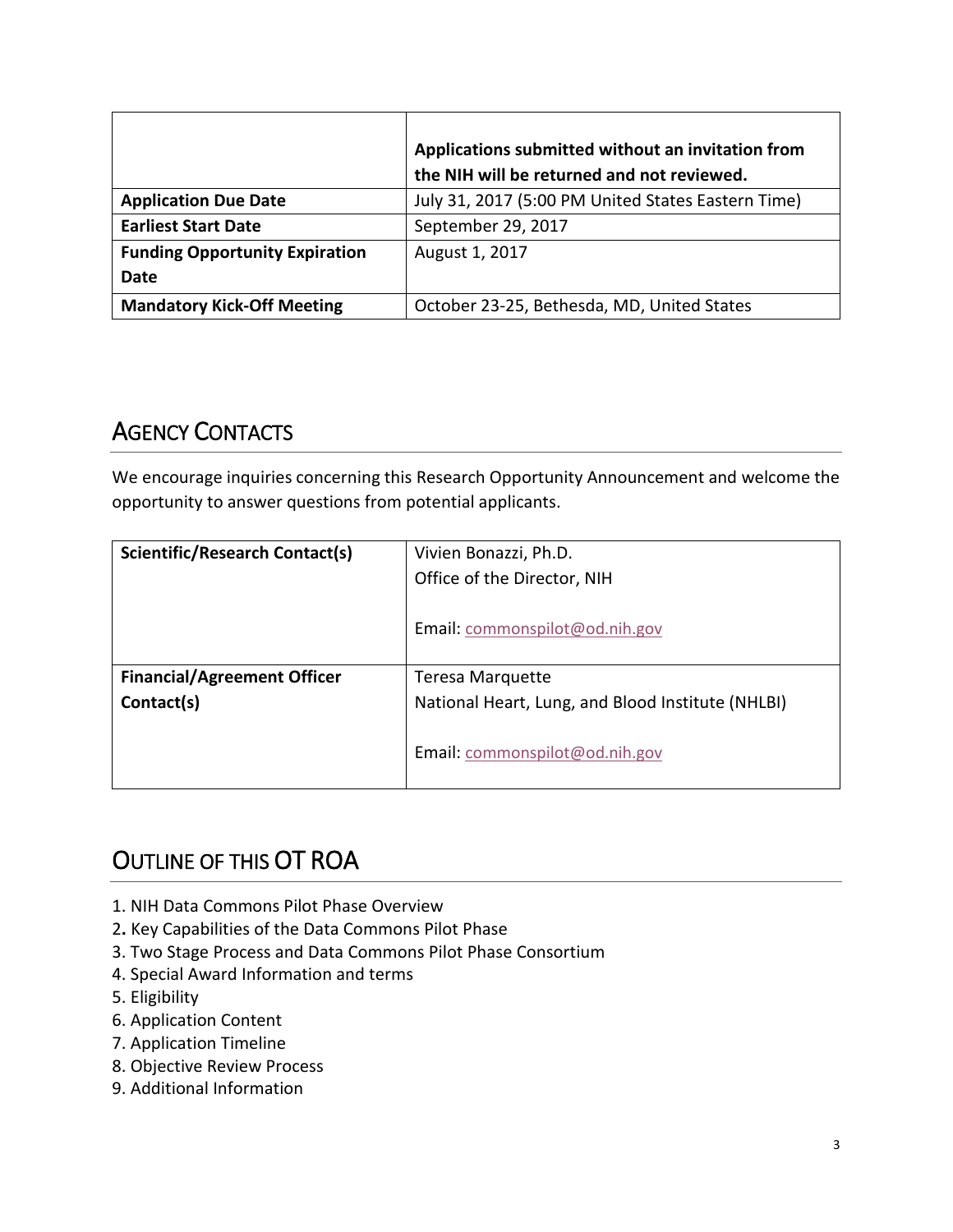| | **Applications submitted without an invitation from the NIH will be returned and not reviewed.** |
|---|---|
| **Application Due Date** | July 31, 2017 (5:00 PM United States Eastern Time) |
| **Earliest Start Date** | September 29, 2017 |
| **Funding Opportunity Expiration Date** | August 1, 2017 |
| **Mandatory Kick-Off Meeting** | October 23-25, Bethesda, MD, United States |

## AGENCY CONTACTS

We encourage inquiries concerning this Research Opportunity Announcement and welcome the opportunity to answer questions from potential applicants.

| **Scientific/Research Contact(s)** | Vivien Bonazzi, Ph.D.<br>Office of the Director, NIH<br><br>Email: commonspilot@od.nih.gov |
|---|---|
| **Financial/Agreement Officer Contact(s)** | Teresa Marquette<br>National Heart, Lung, and Blood Institute (NHLBI)<br><br>Email: commonspilot@od.nih.gov |

## OUTLINE OF THIS OT ROA

1. NIH Data Commons Pilot Phase Overview
2. Key Capabilities of the Data Commons Pilot Phase
3. Two Stage Process and Data Commons Pilot Phase Consortium
4. Special Award Information and terms
5. Eligibility
6. Application Content
7. Application Timeline
8. Objective Review Process
9. Additional Information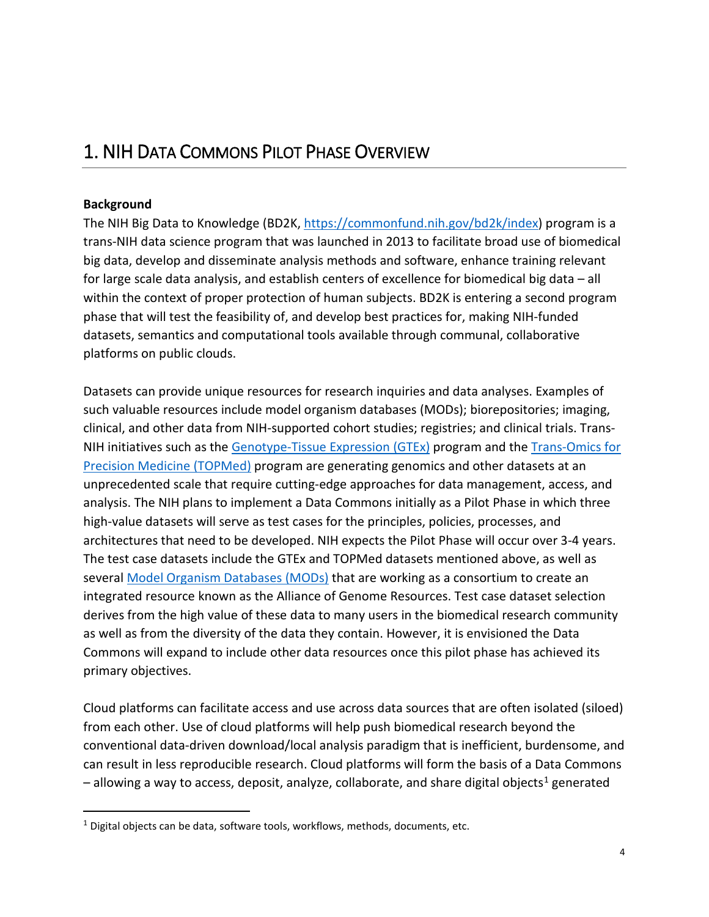# 1. NIH DATA COMMONS PILOT PHASE OVERVIEW

**Background**

The NIH Big Data to Knowledge (BD2K, https://commonfund.nih.gov/bd2k/index) program is a trans-NIH data science program that was launched in 2013 to facilitate broad use of biomedical big data, develop and disseminate analysis methods and software, enhance training relevant for large scale data analysis, and establish centers of excellence for biomedical big data – all within the context of proper protection of human subjects. BD2K is entering a second program phase that will test the feasibility of, and develop best practices for, making NIH-funded datasets, semantics and computational tools available through communal, collaborative platforms on public clouds.

Datasets can provide unique resources for research inquiries and data analyses. Examples of such valuable resources include model organism databases (MODs); biorepositories; imaging, clinical, and other data from NIH-supported cohort studies; registries; and clinical trials. Trans-NIH initiatives such as the Genotype-Tissue Expression (GTEx) program and the Trans-Omics for Precision Medicine (TOPMed) program are generating genomics and other datasets at an unprecedented scale that require cutting-edge approaches for data management, access, and analysis. The NIH plans to implement a Data Commons initially as a Pilot Phase in which three high-value datasets will serve as test cases for the principles, policies, processes, and architectures that need to be developed. NIH expects the Pilot Phase will occur over 3-4 years. The test case datasets include the GTEx and TOPMed datasets mentioned above, as well as several Model Organism Databases (MODs) that are working as a consortium to create an integrated resource known as the Alliance of Genome Resources. Test case dataset selection derives from the high value of these data to many users in the biomedical research community as well as from the diversity of the data they contain. However, it is envisioned the Data Commons will expand to include other data resources once this pilot phase has achieved its primary objectives.

Cloud platforms can facilitate access and use across data sources that are often isolated (siloed) from each other. Use of cloud platforms will help push biomedical research beyond the conventional data-driven download/local analysis paradigm that is inefficient, burdensome, and can result in less reproducible research. Cloud platforms will form the basis of a Data Commons – allowing a way to access, deposit, analyze, collaborate, and share digital objects[1] generated

[1] Digital objects can be data, software tools, workflows, methods, documents, etc.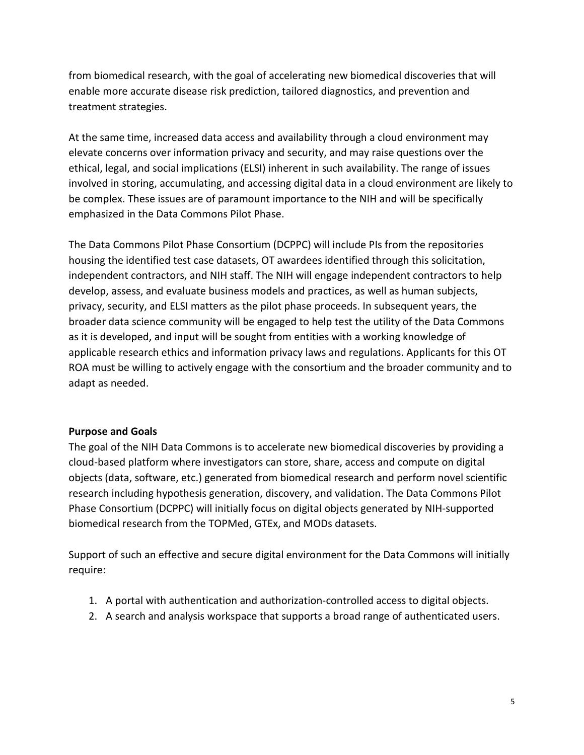from biomedical research, with the goal of accelerating new biomedical discoveries that will enable more accurate disease risk prediction, tailored diagnostics, and prevention and treatment strategies.

At the same time, increased data access and availability through a cloud environment may elevate concerns over information privacy and security, and may raise questions over the ethical, legal, and social implications (ELSI) inherent in such availability. The range of issues involved in storing, accumulating, and accessing digital data in a cloud environment are likely to be complex. These issues are of paramount importance to the NIH and will be specifically emphasized in the Data Commons Pilot Phase.

The Data Commons Pilot Phase Consortium (DCPPC) will include PIs from the repositories housing the identified test case datasets, OT awardees identified through this solicitation, independent contractors, and NIH staff. The NIH will engage independent contractors to help develop, assess, and evaluate business models and practices, as well as human subjects, privacy, security, and ELSI matters as the pilot phase proceeds. In subsequent years, the broader data science community will be engaged to help test the utility of the Data Commons as it is developed, and input will be sought from entities with a working knowledge of applicable research ethics and information privacy laws and regulations. Applicants for this OT ROA must be willing to actively engage with the consortium and the broader community and to adapt as needed.

**Purpose and Goals**

The goal of the NIH Data Commons is to accelerate new biomedical discoveries by providing a cloud-based platform where investigators can store, share, access and compute on digital objects (data, software, etc.) generated from biomedical research and perform novel scientific research including hypothesis generation, discovery, and validation. The Data Commons Pilot Phase Consortium (DCPPC) will initially focus on digital objects generated by NIH-supported biomedical research from the TOPMed, GTEx, and MODs datasets.

Support of such an effective and secure digital environment for the Data Commons will initially require:

1. A portal with authentication and authorization-controlled access to digital objects.
2. A search and analysis workspace that supports a broad range of authenticated users.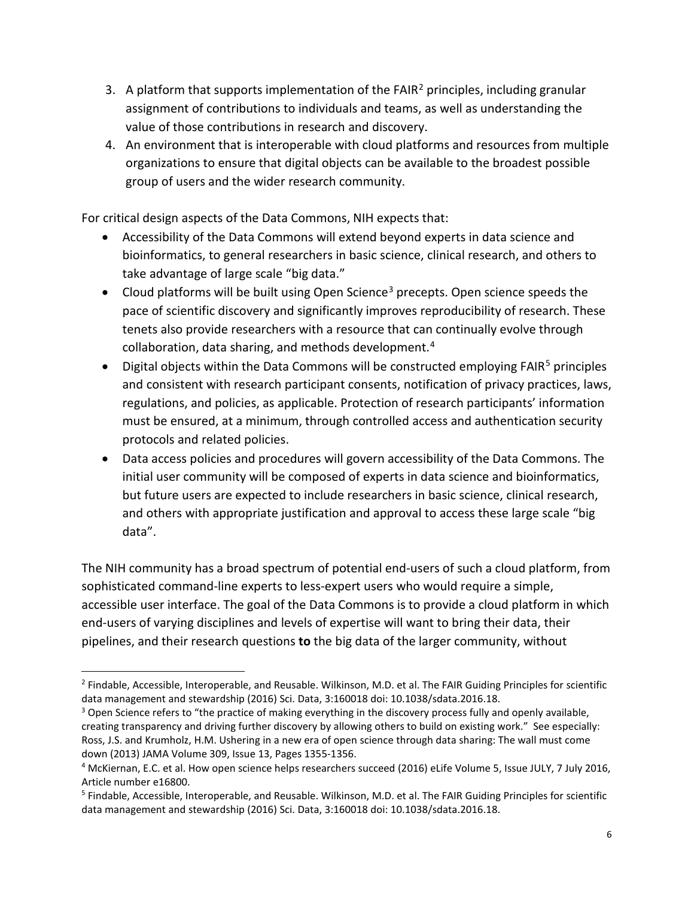3. A platform that supports implementation of the FAIR[2] principles, including granular assignment of contributions to individuals and teams, as well as understanding the value of those contributions in research and discovery.
4. An environment that is interoperable with cloud platforms and resources from multiple organizations to ensure that digital objects can be available to the broadest possible group of users and the wider research community.

For critical design aspects of the Data Commons, NIH expects that:

- Accessibility of the Data Commons will extend beyond experts in data science and bioinformatics, to general researchers in basic science, clinical research, and others to take advantage of large scale "big data."
- Cloud platforms will be built using Open Science[3] precepts. Open science speeds the pace of scientific discovery and significantly improves reproducibility of research. These tenets also provide researchers with a resource that can continually evolve through collaboration, data sharing, and methods development.[4]
- Digital objects within the Data Commons will be constructed employing FAIR[5] principles and consistent with research participant consents, notification of privacy practices, laws, regulations, and policies, as applicable. Protection of research participants' information must be ensured, at a minimum, through controlled access and authentication security protocols and related policies.
- Data access policies and procedures will govern accessibility of the Data Commons. The initial user community will be composed of experts in data science and bioinformatics, but future users are expected to include researchers in basic science, clinical research, and others with appropriate justification and approval to access these large scale "big data".

The NIH community has a broad spectrum of potential end-users of such a cloud platform, from sophisticated command-line experts to less-expert users who would require a simple, accessible user interface. The goal of the Data Commons is to provide a cloud platform in which end-users of varying disciplines and levels of expertise will want to bring their data, their pipelines, and their research questions **to** the big data of the larger community, without

---

[2] Findable, Accessible, Interoperable, and Reusable. Wilkinson, M.D. et al. The FAIR Guiding Principles for scientific data management and stewardship (2016) Sci. Data, 3:160018 doi: 10.1038/sdata.2016.18.

[3] Open Science refers to "the practice of making everything in the discovery process fully and openly available, creating transparency and driving further discovery by allowing others to build on existing work." See especially: Ross, J.S. and Krumholz, H.M. Ushering in a new era of open science through data sharing: The wall must come down (2013) JAMA Volume 309, Issue 13, Pages 1355-1356.

[4] McKiernan, E.C. et al. How open science helps researchers succeed (2016) eLife Volume 5, Issue JULY, 7 July 2016, Article number e16800.

[5] Findable, Accessible, Interoperable, and Reusable. Wilkinson, M.D. et al. The FAIR Guiding Principles for scientific data management and stewardship (2016) Sci. Data, 3:160018 doi: 10.1038/sdata.2016.18.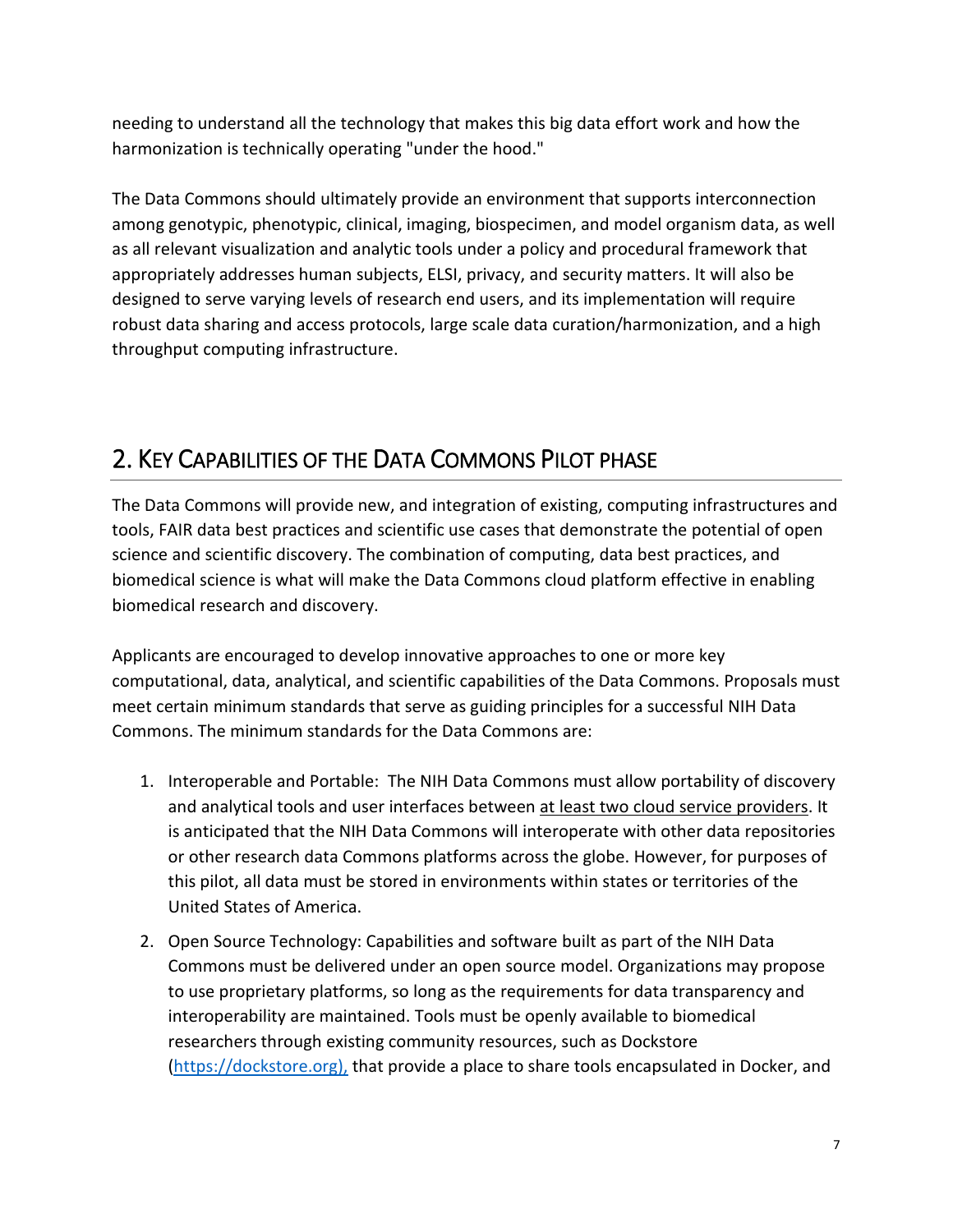needing to understand all the technology that makes this big data effort work and how the harmonization is technically operating "under the hood."

The Data Commons should ultimately provide an environment that supports interconnection among genotypic, phenotypic, clinical, imaging, biospecimen, and model organism data, as well as all relevant visualization and analytic tools under a policy and procedural framework that appropriately addresses human subjects, ELSI, privacy, and security matters. It will also be designed to serve varying levels of research end users, and its implementation will require robust data sharing and access protocols, large scale data curation/harmonization, and a high throughput computing infrastructure.

## 2. Key Capabilities of the Data Commons Pilot phase

The Data Commons will provide new, and integration of existing, computing infrastructures and tools, FAIR data best practices and scientific use cases that demonstrate the potential of open science and scientific discovery. The combination of computing, data best practices, and biomedical science is what will make the Data Commons cloud platform effective in enabling biomedical research and discovery.

Applicants are encouraged to develop innovative approaches to one or more key computational, data, analytical, and scientific capabilities of the Data Commons. Proposals must meet certain minimum standards that serve as guiding principles for a successful NIH Data Commons. The minimum standards for the Data Commons are:

1. Interoperable and Portable: The NIH Data Commons must allow portability of discovery and analytical tools and user interfaces between at least two cloud service providers. It is anticipated that the NIH Data Commons will interoperate with other data repositories or other research data Commons platforms across the globe. However, for purposes of this pilot, all data must be stored in environments within states or territories of the United States of America.
2. Open Source Technology: Capabilities and software built as part of the NIH Data Commons must be delivered under an open source model. Organizations may propose to use proprietary platforms, so long as the requirements for data transparency and interoperability are maintained. Tools must be openly available to biomedical researchers through existing community resources, such as Dockstore (https://dockstore.org), that provide a place to share tools encapsulated in Docker, and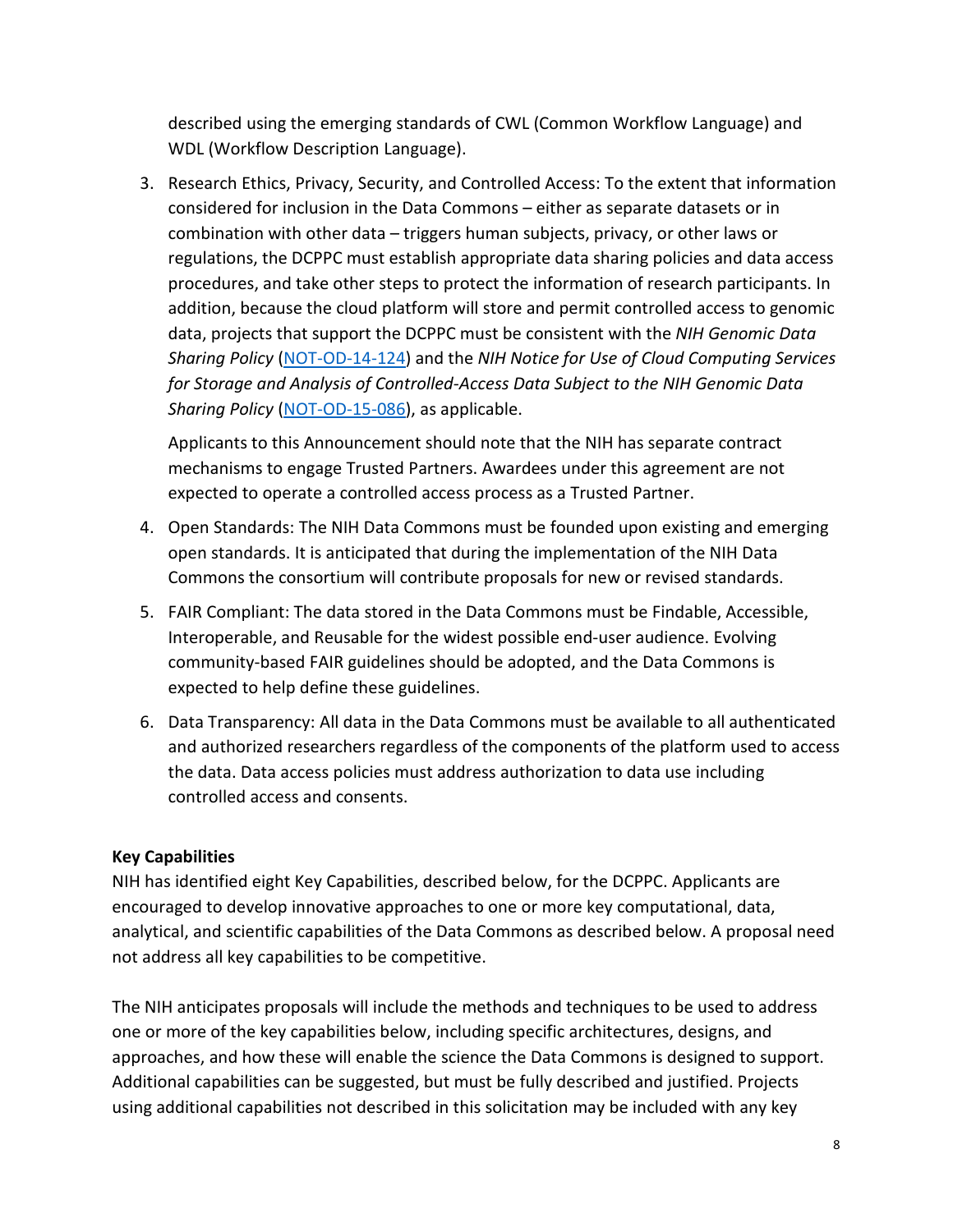described using the emerging standards of CWL (Common Workflow Language) and WDL (Workflow Description Language).

3. Research Ethics, Privacy, Security, and Controlled Access: To the extent that information considered for inclusion in the Data Commons – either as separate datasets or in combination with other data – triggers human subjects, privacy, or other laws or regulations, the DCPPC must establish appropriate data sharing policies and data access procedures, and take other steps to protect the information of research participants. In addition, because the cloud platform will store and permit controlled access to genomic data, projects that support the DCPPC must be consistent with the *NIH Genomic Data Sharing Policy* (NOT-OD-14-124) and the *NIH Notice for Use of Cloud Computing Services for Storage and Analysis of Controlled-Access Data Subject to the NIH Genomic Data Sharing Policy* (NOT-OD-15-086), as applicable.

   Applicants to this Announcement should note that the NIH has separate contract mechanisms to engage Trusted Partners. Awardees under this agreement are not expected to operate a controlled access process as a Trusted Partner.

4. Open Standards: The NIH Data Commons must be founded upon existing and emerging open standards. It is anticipated that during the implementation of the NIH Data Commons the consortium will contribute proposals for new or revised standards.

5. FAIR Compliant: The data stored in the Data Commons must be Findable, Accessible, Interoperable, and Reusable for the widest possible end-user audience. Evolving community-based FAIR guidelines should be adopted, and the Data Commons is expected to help define these guidelines.

6. Data Transparency: All data in the Data Commons must be available to all authenticated and authorized researchers regardless of the components of the platform used to access the data. Data access policies must address authorization to data use including controlled access and consents.

**Key Capabilities**

NIH has identified eight Key Capabilities, described below, for the DCPPC. Applicants are encouraged to develop innovative approaches to one or more key computational, data, analytical, and scientific capabilities of the Data Commons as described below. A proposal need not address all key capabilities to be competitive.

The NIH anticipates proposals will include the methods and techniques to be used to address one or more of the key capabilities below, including specific architectures, designs, and approaches, and how these will enable the science the Data Commons is designed to support. Additional capabilities can be suggested, but must be fully described and justified. Projects using additional capabilities not described in this solicitation may be included with any key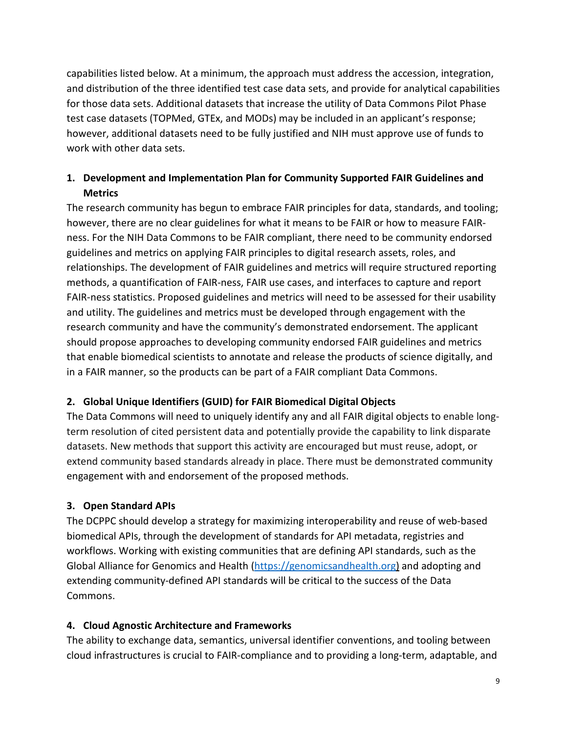capabilities listed below. At a minimum, the approach must address the accession, integration, and distribution of the three identified test case data sets, and provide for analytical capabilities for those data sets. Additional datasets that increase the utility of Data Commons Pilot Phase test case datasets (TOPMed, GTEx, and MODs) may be included in an applicant's response; however, additional datasets need to be fully justified and NIH must approve use of funds to work with other data sets.

### 1. Development and Implementation Plan for Community Supported FAIR Guidelines and Metrics

The research community has begun to embrace FAIR principles for data, standards, and tooling; however, there are no clear guidelines for what it means to be FAIR or how to measure FAIR-ness. For the NIH Data Commons to be FAIR compliant, there need to be community endorsed guidelines and metrics on applying FAIR principles to digital research assets, roles, and relationships. The development of FAIR guidelines and metrics will require structured reporting methods, a quantification of FAIR-ness, FAIR use cases, and interfaces to capture and report FAIR-ness statistics. Proposed guidelines and metrics will need to be assessed for their usability and utility. The guidelines and metrics must be developed through engagement with the research community and have the community's demonstrated endorsement. The applicant should propose approaches to developing community endorsed FAIR guidelines and metrics that enable biomedical scientists to annotate and release the products of science digitally, and in a FAIR manner, so the products can be part of a FAIR compliant Data Commons.

### 2. Global Unique Identifiers (GUID) for FAIR Biomedical Digital Objects

The Data Commons will need to uniquely identify any and all FAIR digital objects to enable long-term resolution of cited persistent data and potentially provide the capability to link disparate datasets. New methods that support this activity are encouraged but must reuse, adopt, or extend community based standards already in place. There must be demonstrated community engagement with and endorsement of the proposed methods.

### 3. Open Standard APIs

The DCPPC should develop a strategy for maximizing interoperability and reuse of web-based biomedical APIs, through the development of standards for API metadata, registries and workflows. Working with existing communities that are defining API standards, such as the Global Alliance for Genomics and Health (https://genomicsandhealth.org) and adopting and extending community-defined API standards will be critical to the success of the Data Commons.

### 4. Cloud Agnostic Architecture and Frameworks

The ability to exchange data, semantics, universal identifier conventions, and tooling between cloud infrastructures is crucial to FAIR-compliance and to providing a long-term, adaptable, and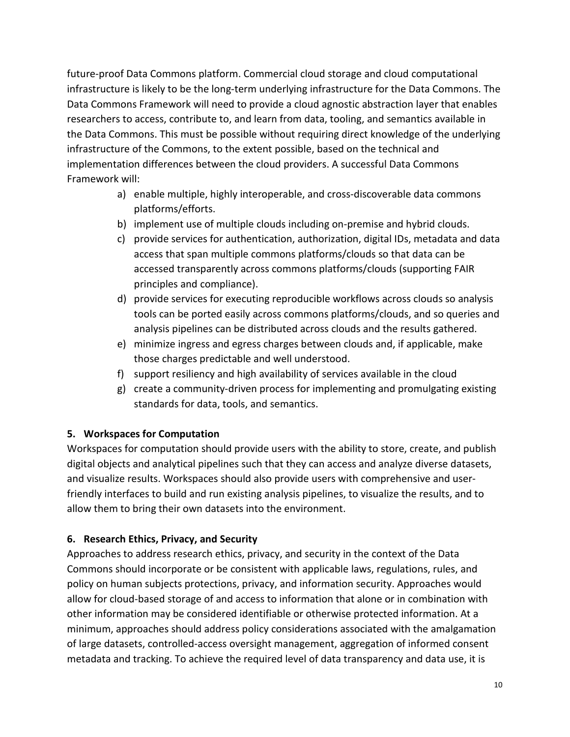future-proof Data Commons platform. Commercial cloud storage and cloud computational infrastructure is likely to be the long-term underlying infrastructure for the Data Commons. The Data Commons Framework will need to provide a cloud agnostic abstraction layer that enables researchers to access, contribute to, and learn from data, tooling, and semantics available in the Data Commons. This must be possible without requiring direct knowledge of the underlying infrastructure of the Commons, to the extent possible, based on the technical and implementation differences between the cloud providers. A successful Data Commons Framework will:

a) enable multiple, highly interoperable, and cross-discoverable data commons platforms/efforts.
b) implement use of multiple clouds including on-premise and hybrid clouds.
c) provide services for authentication, authorization, digital IDs, metadata and data access that span multiple commons platforms/clouds so that data can be accessed transparently across commons platforms/clouds (supporting FAIR principles and compliance).
d) provide services for executing reproducible workflows across clouds so analysis tools can be ported easily across commons platforms/clouds, and so queries and analysis pipelines can be distributed across clouds and the results gathered.
e) minimize ingress and egress charges between clouds and, if applicable, make those charges predictable and well understood.
f) support resiliency and high availability of services available in the cloud
g) create a community-driven process for implementing and promulgating existing standards for data, tools, and semantics.

### 5. Workspaces for Computation

Workspaces for computation should provide users with the ability to store, create, and publish digital objects and analytical pipelines such that they can access and analyze diverse datasets, and visualize results. Workspaces should also provide users with comprehensive and user-friendly interfaces to build and run existing analysis pipelines, to visualize the results, and to allow them to bring their own datasets into the environment.

### 6. Research Ethics, Privacy, and Security

Approaches to address research ethics, privacy, and security in the context of the Data Commons should incorporate or be consistent with applicable laws, regulations, rules, and policy on human subjects protections, privacy, and information security. Approaches would allow for cloud-based storage of and access to information that alone or in combination with other information may be considered identifiable or otherwise protected information. At a minimum, approaches should address policy considerations associated with the amalgamation of large datasets, controlled-access oversight management, aggregation of informed consent metadata and tracking. To achieve the required level of data transparency and data use, it is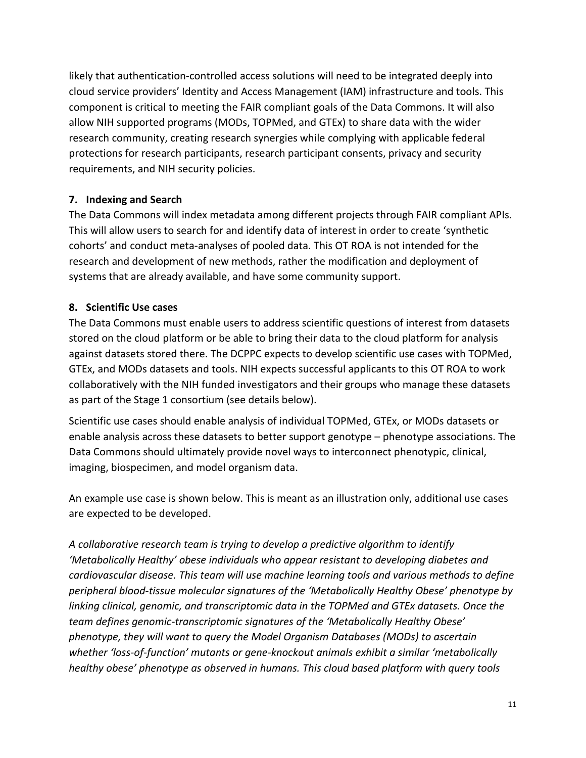likely that authentication-controlled access solutions will need to be integrated deeply into cloud service providers' Identity and Access Management (IAM) infrastructure and tools. This component is critical to meeting the FAIR compliant goals of the Data Commons. It will also allow NIH supported programs (MODs, TOPMed, and GTEx) to share data with the wider research community, creating research synergies while complying with applicable federal protections for research participants, research participant consents, privacy and security requirements, and NIH security policies.

### 7. Indexing and Search

The Data Commons will index metadata among different projects through FAIR compliant APIs. This will allow users to search for and identify data of interest in order to create 'synthetic cohorts' and conduct meta-analyses of pooled data. This OT ROA is not intended for the research and development of new methods, rather the modification and deployment of systems that are already available, and have some community support.

### 8. Scientific Use cases

The Data Commons must enable users to address scientific questions of interest from datasets stored on the cloud platform or be able to bring their data to the cloud platform for analysis against datasets stored there. The DCPPC expects to develop scientific use cases with TOPMed, GTEx, and MODs datasets and tools. NIH expects successful applicants to this OT ROA to work collaboratively with the NIH funded investigators and their groups who manage these datasets as part of the Stage 1 consortium (see details below).

Scientific use cases should enable analysis of individual TOPMed, GTEx, or MODs datasets or enable analysis across these datasets to better support genotype – phenotype associations. The Data Commons should ultimately provide novel ways to interconnect phenotypic, clinical, imaging, biospecimen, and model organism data.

An example use case is shown below. This is meant as an illustration only, additional use cases are expected to be developed.

*A collaborative research team is trying to develop a predictive algorithm to identify 'Metabolically Healthy' obese individuals who appear resistant to developing diabetes and cardiovascular disease. This team will use machine learning tools and various methods to define peripheral blood-tissue molecular signatures of the 'Metabolically Healthy Obese' phenotype by linking clinical, genomic, and transcriptomic data in the TOPMed and GTEx datasets. Once the team defines genomic-transcriptomic signatures of the 'Metabolically Healthy Obese' phenotype, they will want to query the Model Organism Databases (MODs) to ascertain whether 'loss-of-function' mutants or gene-knockout animals exhibit a similar 'metabolically healthy obese' phenotype as observed in humans. This cloud based platform with query tools*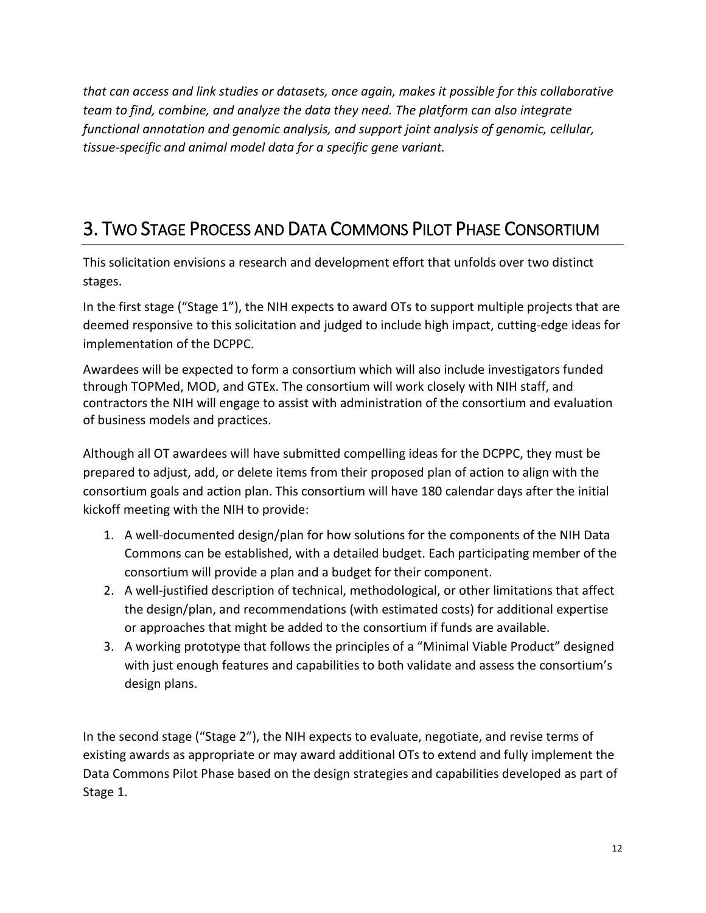*that can access and link studies or datasets, once again, makes it possible for this collaborative team to find, combine, and analyze the data they need. The platform can also integrate functional annotation and genomic analysis, and support joint analysis of genomic, cellular, tissue-specific and animal model data for a specific gene variant.*

# 3. Two Stage Process and Data Commons Pilot Phase Consortium

This solicitation envisions a research and development effort that unfolds over two distinct stages.

In the first stage ("Stage 1"), the NIH expects to award OTs to support multiple projects that are deemed responsive to this solicitation and judged to include high impact, cutting-edge ideas for implementation of the DCPPC.

Awardees will be expected to form a consortium which will also include investigators funded through TOPMed, MOD, and GTEx. The consortium will work closely with NIH staff, and contractors the NIH will engage to assist with administration of the consortium and evaluation of business models and practices.

Although all OT awardees will have submitted compelling ideas for the DCPPC, they must be prepared to adjust, add, or delete items from their proposed plan of action to align with the consortium goals and action plan. This consortium will have 180 calendar days after the initial kickoff meeting with the NIH to provide:

1. A well-documented design/plan for how solutions for the components of the NIH Data Commons can be established, with a detailed budget. Each participating member of the consortium will provide a plan and a budget for their component.
2. A well-justified description of technical, methodological, or other limitations that affect the design/plan, and recommendations (with estimated costs) for additional expertise or approaches that might be added to the consortium if funds are available.
3. A working prototype that follows the principles of a "Minimal Viable Product" designed with just enough features and capabilities to both validate and assess the consortium's design plans.

In the second stage ("Stage 2"), the NIH expects to evaluate, negotiate, and revise terms of existing awards as appropriate or may award additional OTs to extend and fully implement the Data Commons Pilot Phase based on the design strategies and capabilities developed as part of Stage 1.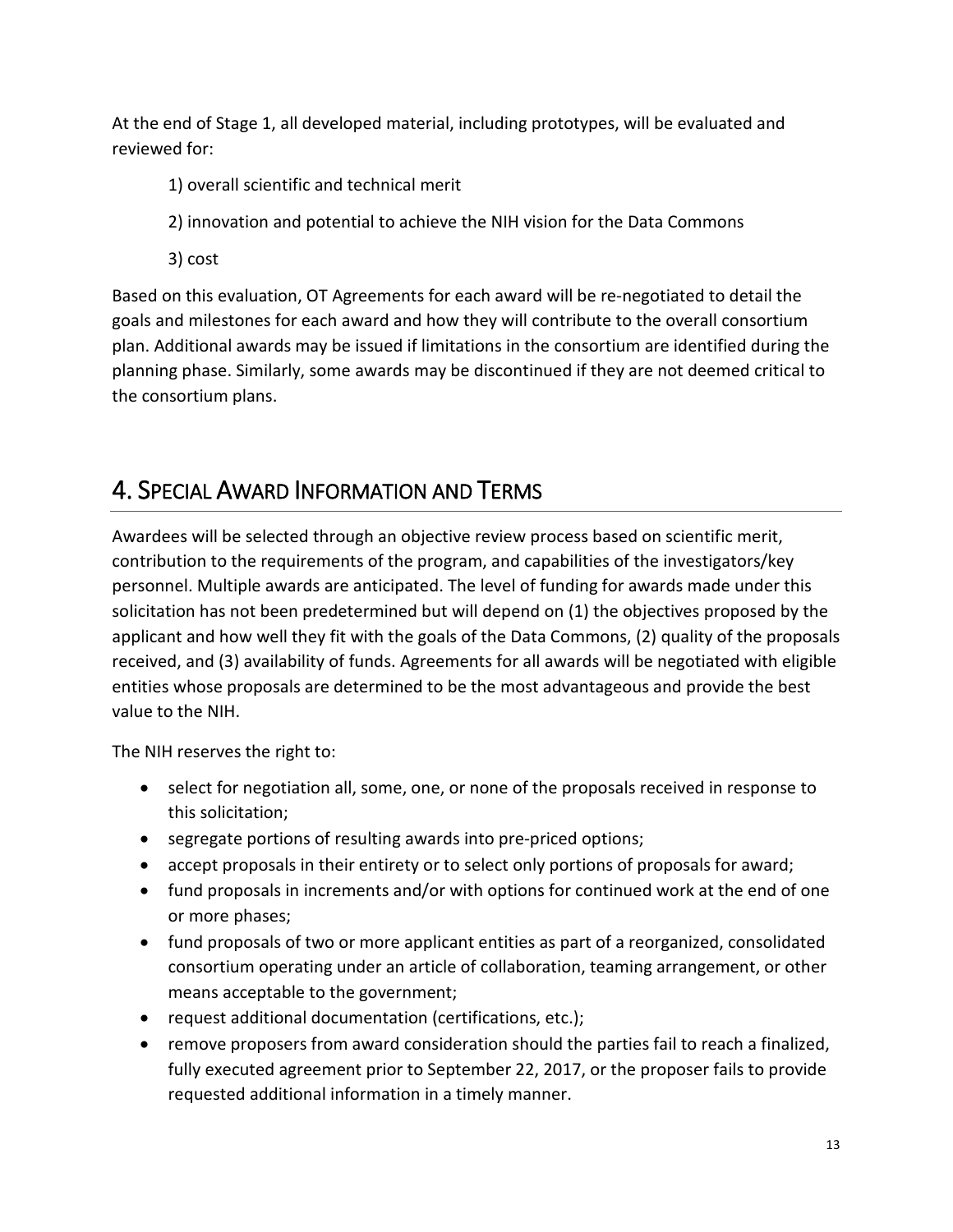At the end of Stage 1, all developed material, including prototypes, will be evaluated and reviewed for:

1) overall scientific and technical merit

2) innovation and potential to achieve the NIH vision for the Data Commons

3) cost

Based on this evaluation, OT Agreements for each award will be re-negotiated to detail the goals and milestones for each award and how they will contribute to the overall consortium plan. Additional awards may be issued if limitations in the consortium are identified during the planning phase. Similarly, some awards may be discontinued if they are not deemed critical to the consortium plans.

## 4. Special Award Information and Terms

Awardees will be selected through an objective review process based on scientific merit, contribution to the requirements of the program, and capabilities of the investigators/key personnel. Multiple awards are anticipated. The level of funding for awards made under this solicitation has not been predetermined but will depend on (1) the objectives proposed by the applicant and how well they fit with the goals of the Data Commons, (2) quality of the proposals received, and (3) availability of funds. Agreements for all awards will be negotiated with eligible entities whose proposals are determined to be the most advantageous and provide the best value to the NIH.

The NIH reserves the right to:

- select for negotiation all, some, one, or none of the proposals received in response to this solicitation;
- segregate portions of resulting awards into pre-priced options;
- accept proposals in their entirety or to select only portions of proposals for award;
- fund proposals in increments and/or with options for continued work at the end of one or more phases;
- fund proposals of two or more applicant entities as part of a reorganized, consolidated consortium operating under an article of collaboration, teaming arrangement, or other means acceptable to the government;
- request additional documentation (certifications, etc.);
- remove proposers from award consideration should the parties fail to reach a finalized, fully executed agreement prior to September 22, 2017, or the proposer fails to provide requested additional information in a timely manner.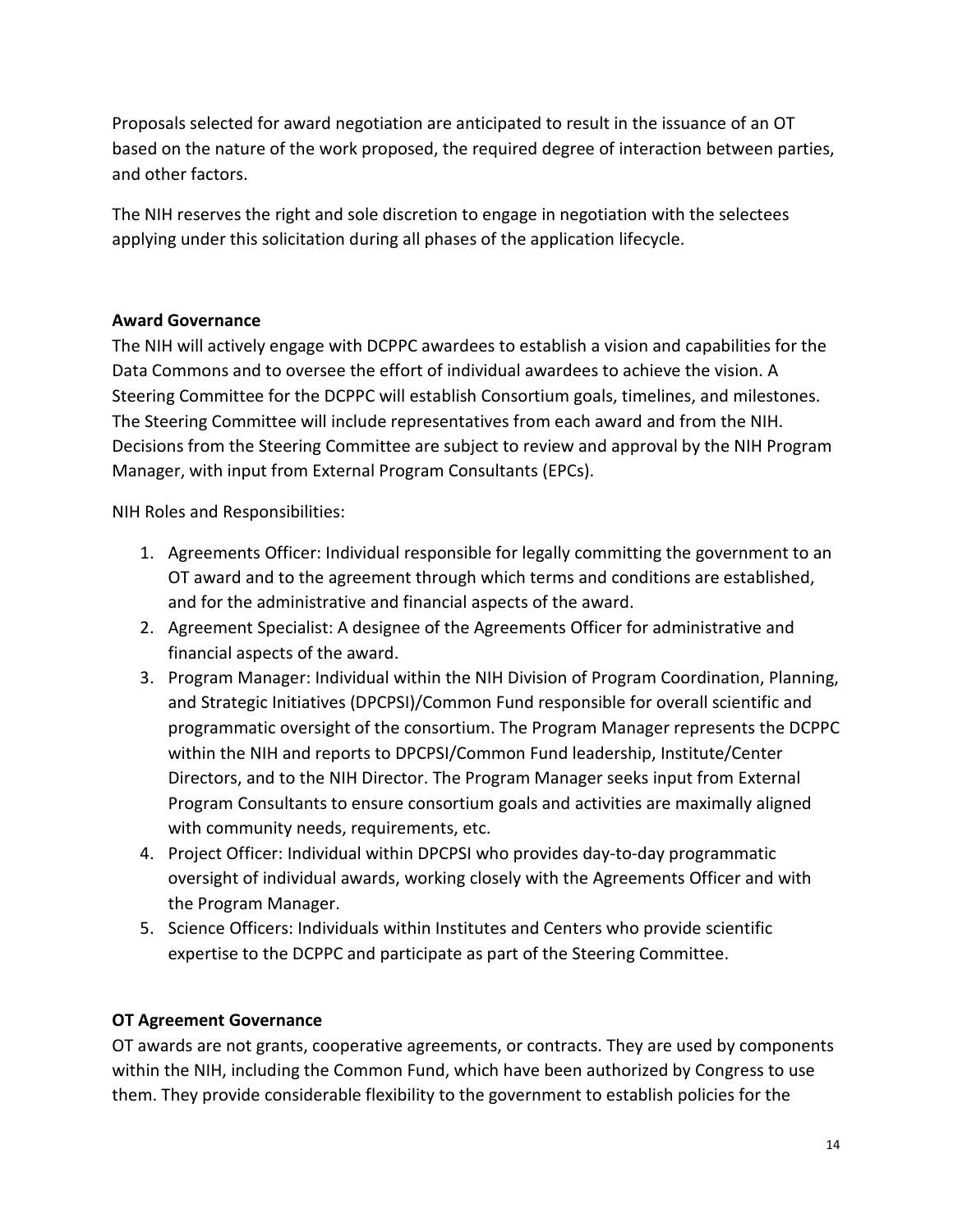Proposals selected for award negotiation are anticipated to result in the issuance of an OT based on the nature of the work proposed, the required degree of interaction between parties, and other factors.

The NIH reserves the right and sole discretion to engage in negotiation with the selectees applying under this solicitation during all phases of the application lifecycle.

**Award Governance**

The NIH will actively engage with DCPPC awardees to establish a vision and capabilities for the Data Commons and to oversee the effort of individual awardees to achieve the vision. A Steering Committee for the DCPPC will establish Consortium goals, timelines, and milestones. The Steering Committee will include representatives from each award and from the NIH. Decisions from the Steering Committee are subject to review and approval by the NIH Program Manager, with input from External Program Consultants (EPCs).

NIH Roles and Responsibilities:

1. Agreements Officer: Individual responsible for legally committing the government to an OT award and to the agreement through which terms and conditions are established, and for the administrative and financial aspects of the award.
2. Agreement Specialist: A designee of the Agreements Officer for administrative and financial aspects of the award.
3. Program Manager: Individual within the NIH Division of Program Coordination, Planning, and Strategic Initiatives (DPCPSI)/Common Fund responsible for overall scientific and programmatic oversight of the consortium. The Program Manager represents the DCPPC within the NIH and reports to DPCPSI/Common Fund leadership, Institute/Center Directors, and to the NIH Director. The Program Manager seeks input from External Program Consultants to ensure consortium goals and activities are maximally aligned with community needs, requirements, etc.
4. Project Officer: Individual within DPCPSI who provides day-to-day programmatic oversight of individual awards, working closely with the Agreements Officer and with the Program Manager.
5. Science Officers: Individuals within Institutes and Centers who provide scientific expertise to the DCPPC and participate as part of the Steering Committee.

**OT Agreement Governance**

OT awards are not grants, cooperative agreements, or contracts. They are used by components within the NIH, including the Common Fund, which have been authorized by Congress to use them. They provide considerable flexibility to the government to establish policies for the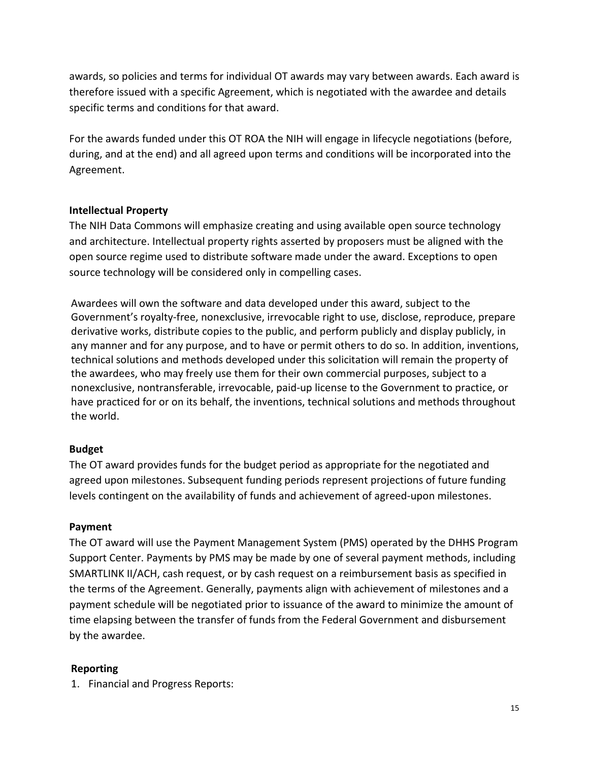awards, so policies and terms for individual OT awards may vary between awards. Each award is therefore issued with a specific Agreement, which is negotiated with the awardee and details specific terms and conditions for that award.

For the awards funded under this OT ROA the NIH will engage in lifecycle negotiations (before, during, and at the end) and all agreed upon terms and conditions will be incorporated into the Agreement.

**Intellectual Property**

The NIH Data Commons will emphasize creating and using available open source technology and architecture. Intellectual property rights asserted by proposers must be aligned with the open source regime used to distribute software made under the award. Exceptions to open source technology will be considered only in compelling cases.

Awardees will own the software and data developed under this award, subject to the Government's royalty-free, nonexclusive, irrevocable right to use, disclose, reproduce, prepare derivative works, distribute copies to the public, and perform publicly and display publicly, in any manner and for any purpose, and to have or permit others to do so. In addition, inventions, technical solutions and methods developed under this solicitation will remain the property of the awardees, who may freely use them for their own commercial purposes, subject to a nonexclusive, nontransferable, irrevocable, paid-up license to the Government to practice, or have practiced for or on its behalf, the inventions, technical solutions and methods throughout the world.

**Budget**

The OT award provides funds for the budget period as appropriate for the negotiated and agreed upon milestones. Subsequent funding periods represent projections of future funding levels contingent on the availability of funds and achievement of agreed-upon milestones.

**Payment**

The OT award will use the Payment Management System (PMS) operated by the DHHS Program Support Center. Payments by PMS may be made by one of several payment methods, including SMARTLINK II/ACH, cash request, or by cash request on a reimbursement basis as specified in the terms of the Agreement. Generally, payments align with achievement of milestones and a payment schedule will be negotiated prior to issuance of the award to minimize the amount of time elapsing between the transfer of funds from the Federal Government and disbursement by the awardee.

**Reporting**

1. Financial and Progress Reports: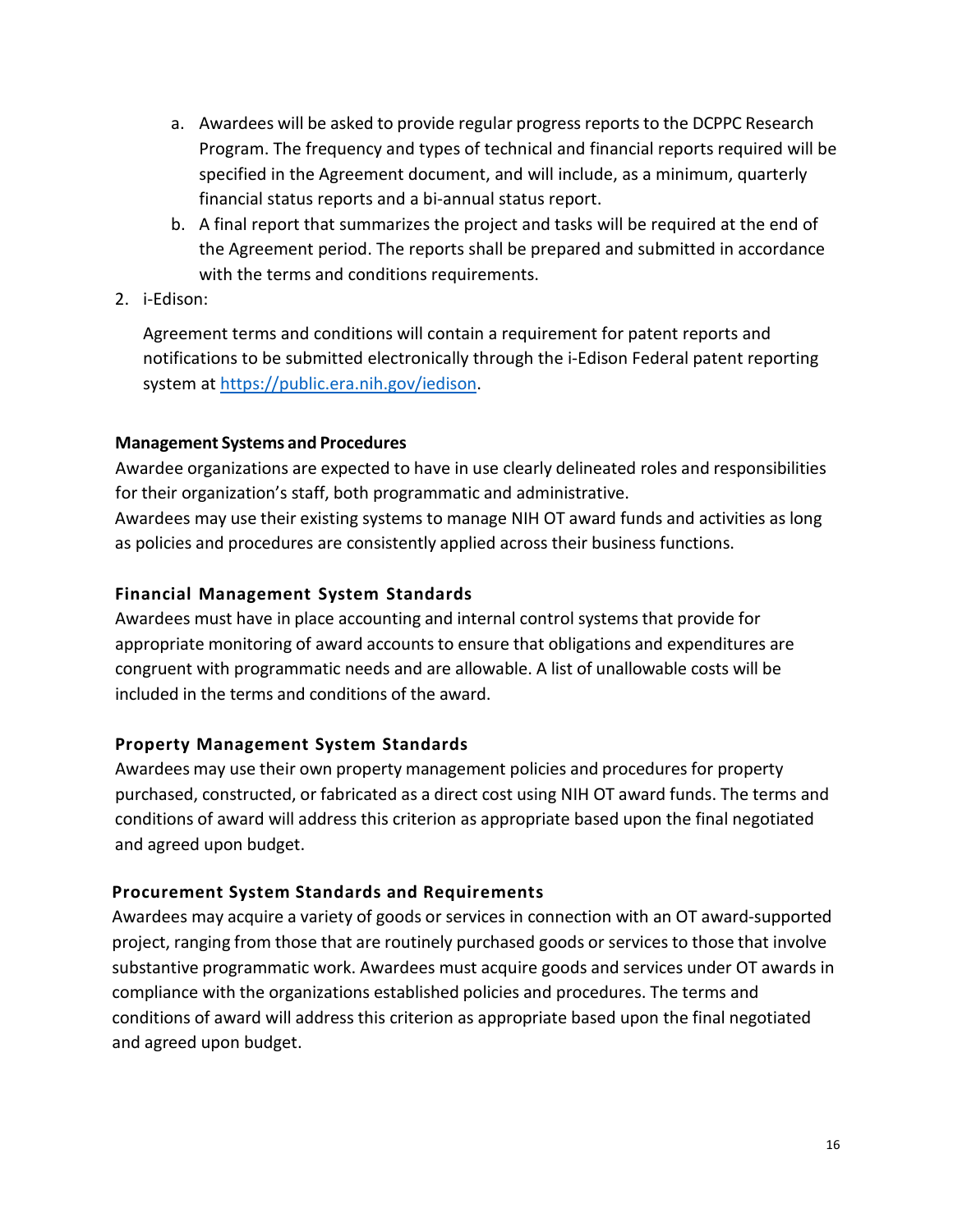a. Awardees will be asked to provide regular progress reports to the DCPPC Research Program. The frequency and types of technical and financial reports required will be specified in the Agreement document, and will include, as a minimum, quarterly financial status reports and a bi-annual status report.
   b. A final report that summarizes the project and tasks will be required at the end of the Agreement period. The reports shall be prepared and submitted in accordance with the terms and conditions requirements.

2. i-Edison:

   Agreement terms and conditions will contain a requirement for patent reports and notifications to be submitted electronically through the i-Edison Federal patent reporting system at [https://public.era.nih.gov/iedison](https://public.era.nih.gov/iedison).

**Management Systems and Procedures**

Awardee organizations are expected to have in use clearly delineated roles and responsibilities for their organization's staff, both programmatic and administrative.

Awardees may use their existing systems to manage NIH OT award funds and activities as long as policies and procedures are consistently applied across their business functions.

**Financial Management System Standards**

Awardees must have in place accounting and internal control systems that provide for appropriate monitoring of award accounts to ensure that obligations and expenditures are congruent with programmatic needs and are allowable. A list of unallowable costs will be included in the terms and conditions of the award.

**Property Management System Standards**

Awardees may use their own property management policies and procedures for property purchased, constructed, or fabricated as a direct cost using NIH OT award funds. The terms and conditions of award will address this criterion as appropriate based upon the final negotiated and agreed upon budget.

**Procurement System Standards and Requirements**

Awardees may acquire a variety of goods or services in connection with an OT award-supported project, ranging from those that are routinely purchased goods or services to those that involve substantive programmatic work. Awardees must acquire goods and services under OT awards in compliance with the organizations established policies and procedures. The terms and conditions of award will address this criterion as appropriate based upon the final negotiated and agreed upon budget.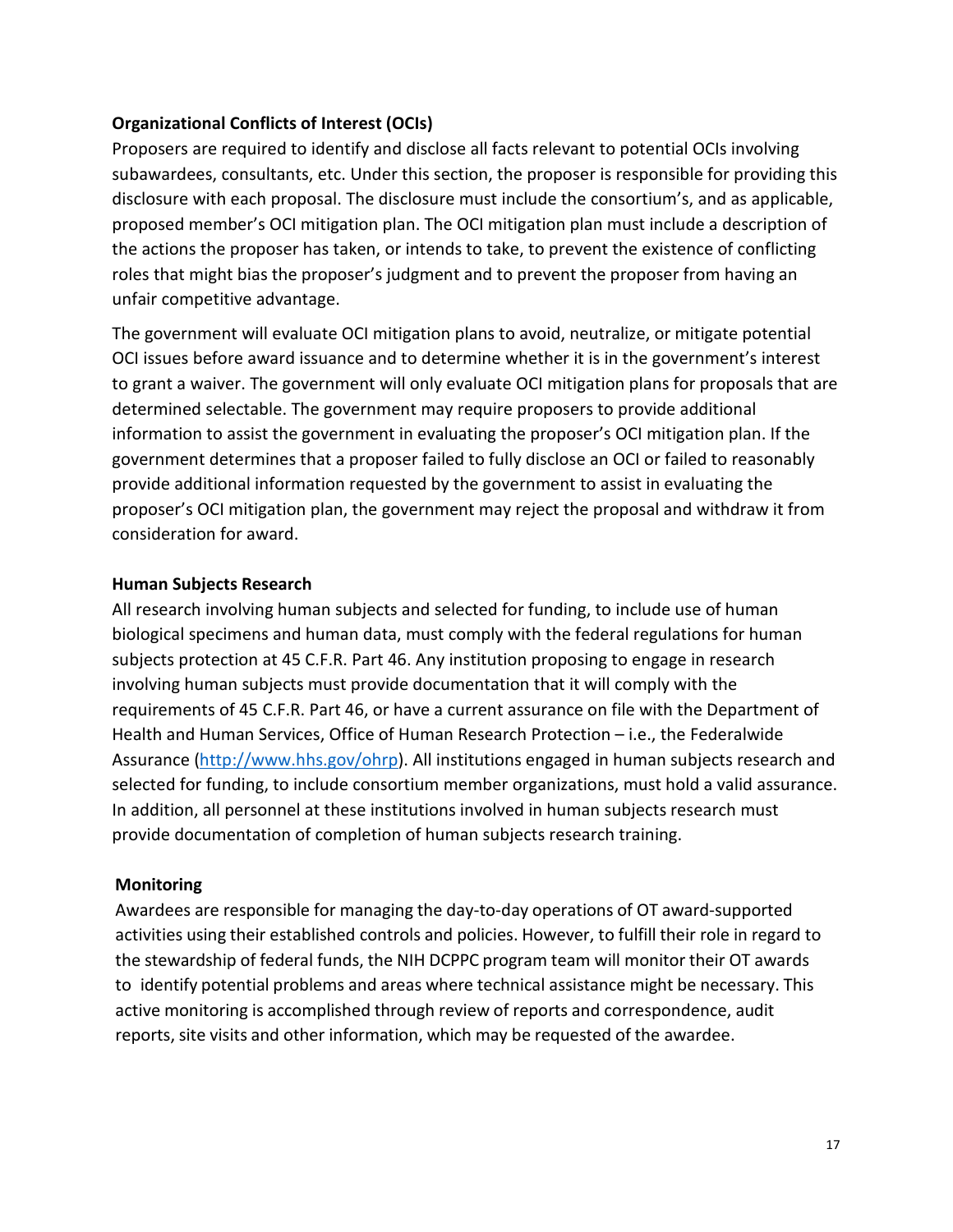**Organizational Conflicts of Interest (OCIs)**

Proposers are required to identify and disclose all facts relevant to potential OCIs involving subawardees, consultants, etc. Under this section, the proposer is responsible for providing this disclosure with each proposal. The disclosure must include the consortium's, and as applicable, proposed member's OCI mitigation plan. The OCI mitigation plan must include a description of the actions the proposer has taken, or intends to take, to prevent the existence of conflicting roles that might bias the proposer's judgment and to prevent the proposer from having an unfair competitive advantage.

The government will evaluate OCI mitigation plans to avoid, neutralize, or mitigate potential OCI issues before award issuance and to determine whether it is in the government's interest to grant a waiver. The government will only evaluate OCI mitigation plans for proposals that are determined selectable. The government may require proposers to provide additional information to assist the government in evaluating the proposer's OCI mitigation plan. If the government determines that a proposer failed to fully disclose an OCI or failed to reasonably provide additional information requested by the government to assist in evaluating the proposer's OCI mitigation plan, the government may reject the proposal and withdraw it from consideration for award.

**Human Subjects Research**

All research involving human subjects and selected for funding, to include use of human biological specimens and human data, must comply with the federal regulations for human subjects protection at 45 C.F.R. Part 46. Any institution proposing to engage in research involving human subjects must provide documentation that it will comply with the requirements of 45 C.F.R. Part 46, or have a current assurance on file with the Department of Health and Human Services, Office of Human Research Protection – i.e., the Federalwide Assurance (http://www.hhs.gov/ohrp). All institutions engaged in human subjects research and selected for funding, to include consortium member organizations, must hold a valid assurance. In addition, all personnel at these institutions involved in human subjects research must provide documentation of completion of human subjects research training.

**Monitoring**

Awardees are responsible for managing the day-to-day operations of OT award-supported activities using their established controls and policies. However, to fulfill their role in regard to the stewardship of federal funds, the NIH DCPPC program team will monitor their OT awards to identify potential problems and areas where technical assistance might be necessary. This active monitoring is accomplished through review of reports and correspondence, audit reports, site visits and other information, which may be requested of the awardee.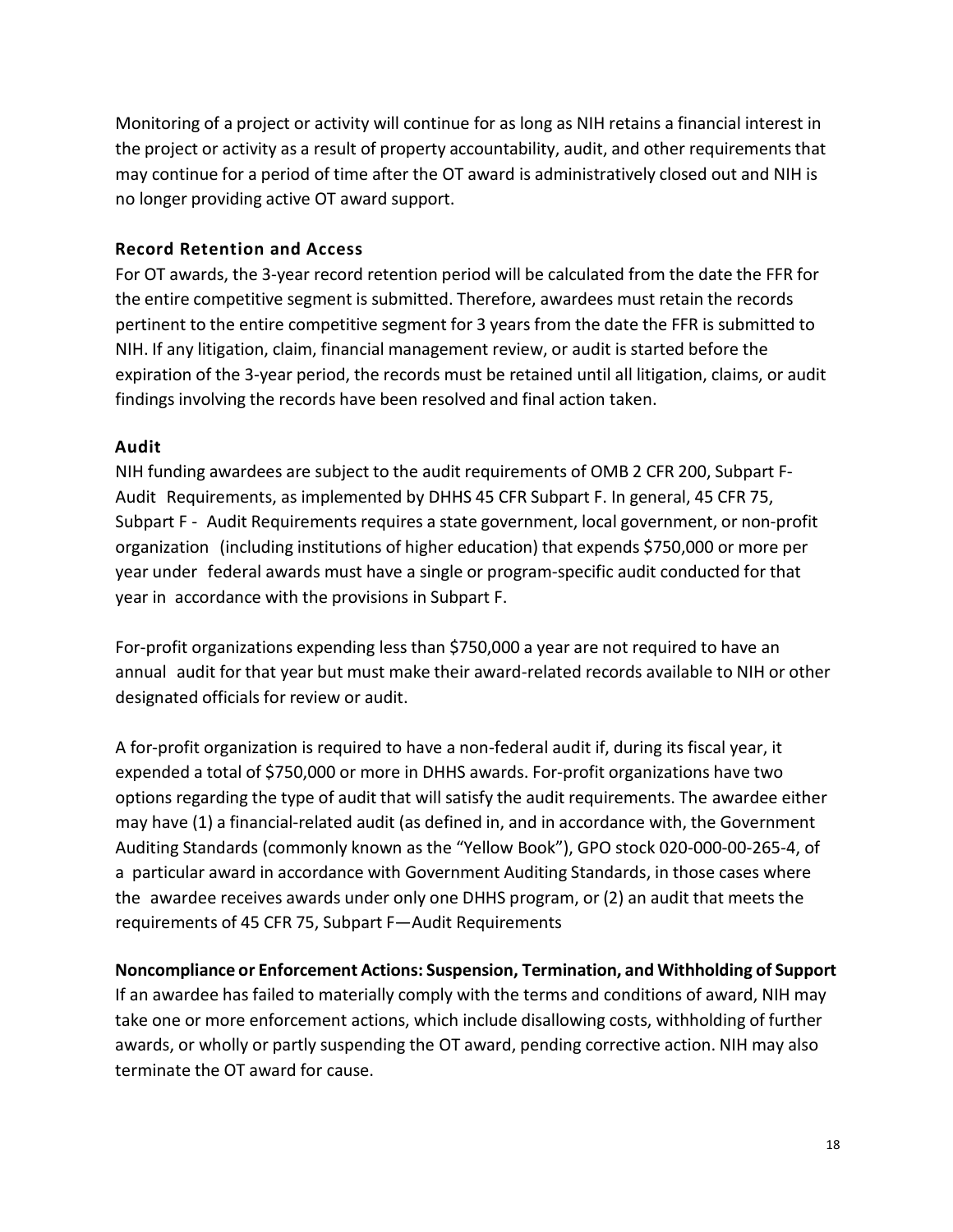Monitoring of a project or activity will continue for as long as NIH retains a financial interest in the project or activity as a result of property accountability, audit, and other requirements that may continue for a period of time after the OT award is administratively closed out and NIH is no longer providing active OT award support.

### Record Retention and Access

For OT awards, the 3-year record retention period will be calculated from the date the FFR for the entire competitive segment is submitted. Therefore, awardees must retain the records pertinent to the entire competitive segment for 3 years from the date the FFR is submitted to NIH. If any litigation, claim, financial management review, or audit is started before the expiration of the 3-year period, the records must be retained until all litigation, claims, or audit findings involving the records have been resolved and final action taken.

### Audit

NIH funding awardees are subject to the audit requirements of OMB 2 CFR 200, Subpart F- Audit Requirements, as implemented by DHHS 45 CFR Subpart F. In general, 45 CFR 75, Subpart F - Audit Requirements requires a state government, local government, or non-profit organization (including institutions of higher education) that expends $750,000 or more per year under federal awards must have a single or program-specific audit conducted for that year in accordance with the provisions in Subpart F.

For-profit organizations expending less than $750,000 a year are not required to have an annual audit for that year but must make their award-related records available to NIH or other designated officials for review or audit.

A for-profit organization is required to have a non-federal audit if, during its fiscal year, it expended a total of $750,000 or more in DHHS awards. For-profit organizations have two options regarding the type of audit that will satisfy the audit requirements. The awardee either may have (1) a financial-related audit (as defined in, and in accordance with, the Government Auditing Standards (commonly known as the "Yellow Book"), GPO stock 020-000-00-265-4, of a particular award in accordance with Government Auditing Standards, in those cases where the awardee receives awards under only one DHHS program, or (2) an audit that meets the requirements of 45 CFR 75, Subpart F—Audit Requirements

### Noncompliance or Enforcement Actions: Suspension, Termination, and Withholding of Support

If an awardee has failed to materially comply with the terms and conditions of award, NIH may take one or more enforcement actions, which include disallowing costs, withholding of further awards, or wholly or partly suspending the OT award, pending corrective action. NIH may also terminate the OT award for cause.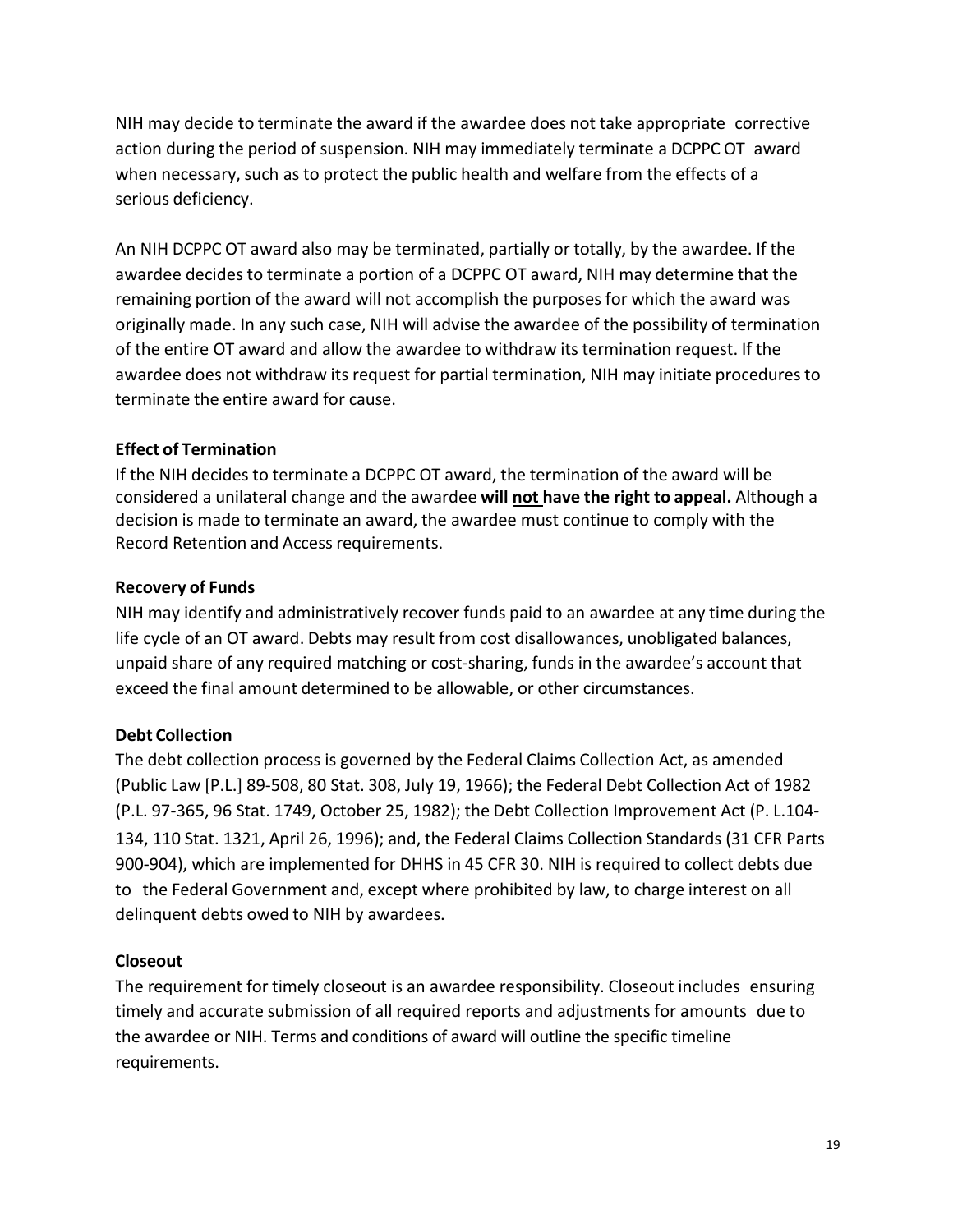NIH may decide to terminate the award if the awardee does not take appropriate corrective action during the period of suspension. NIH may immediately terminate a DCPPC OT award when necessary, such as to protect the public health and welfare from the effects of a serious deficiency.

An NIH DCPPC OT award also may be terminated, partially or totally, by the awardee. If the awardee decides to terminate a portion of a DCPPC OT award, NIH may determine that the remaining portion of the award will not accomplish the purposes for which the award was originally made. In any such case, NIH will advise the awardee of the possibility of termination of the entire OT award and allow the awardee to withdraw its termination request. If the awardee does not withdraw its request for partial termination, NIH may initiate procedures to terminate the entire award for cause.

**Effect of Termination**

If the NIH decides to terminate a DCPPC OT award, the termination of the award will be considered a unilateral change and the awardee **will <u>not</u> have the right to appeal.** Although a decision is made to terminate an award, the awardee must continue to comply with the Record Retention and Access requirements.

**Recovery of Funds**

NIH may identify and administratively recover funds paid to an awardee at any time during the life cycle of an OT award. Debts may result from cost disallowances, unobligated balances, unpaid share of any required matching or cost-sharing, funds in the awardee's account that exceed the final amount determined to be allowable, or other circumstances.

**Debt Collection**

The debt collection process is governed by the Federal Claims Collection Act, as amended (Public Law [P.L.] 89-508, 80 Stat. 308, July 19, 1966); the Federal Debt Collection Act of 1982 (P.L. 97-365, 96 Stat. 1749, October 25, 1982); the Debt Collection Improvement Act (P. L.104-134, 110 Stat. 1321, April 26, 1996); and, the Federal Claims Collection Standards (31 CFR Parts 900-904), which are implemented for DHHS in 45 CFR 30. NIH is required to collect debts due to the Federal Government and, except where prohibited by law, to charge interest on all delinquent debts owed to NIH by awardees.

**Closeout**

The requirement for timely closeout is an awardee responsibility. Closeout includes ensuring timely and accurate submission of all required reports and adjustments for amounts due to the awardee or NIH. Terms and conditions of award will outline the specific timeline requirements.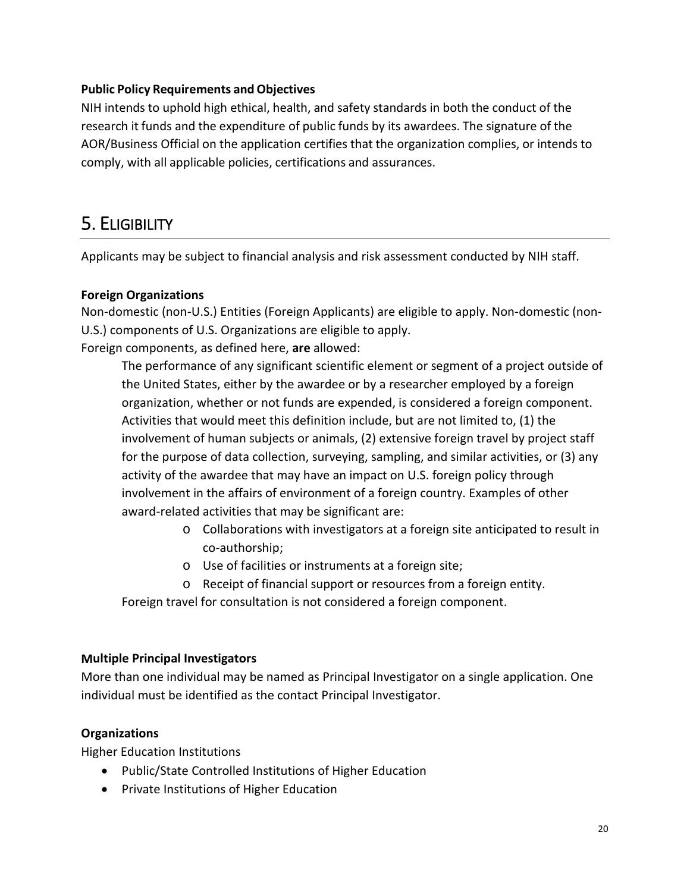**Public Policy Requirements and Objectives**

NIH intends to uphold high ethical, health, and safety standards in both the conduct of the research it funds and the expenditure of public funds by its awardees. The signature of the AOR/Business Official on the application certifies that the organization complies, or intends to comply, with all applicable policies, certifications and assurances.

# 5. Eligibility

Applicants may be subject to financial analysis and risk assessment conducted by NIH staff.

**Foreign Organizations**

Non-domestic (non-U.S.) Entities (Foreign Applicants) are eligible to apply. Non-domestic (non-U.S.) components of U.S. Organizations are eligible to apply.

Foreign components, as defined here, **are** allowed:

> The performance of any significant scientific element or segment of a project outside of the United States, either by the awardee or by a researcher employed by a foreign organization, whether or not funds are expended, is considered a foreign component. Activities that would meet this definition include, but are not limited to, (1) the involvement of human subjects or animals, (2) extensive foreign travel by project staff for the purpose of data collection, surveying, sampling, and similar activities, or (3) any activity of the awardee that may have an impact on U.S. foreign policy through involvement in the affairs of environment of a foreign country. Examples of other award-related activities that may be significant are:
>
> - Collaborations with investigators at a foreign site anticipated to result in co-authorship;
> - Use of facilities or instruments at a foreign site;
> - Receipt of financial support or resources from a foreign entity.
>
> Foreign travel for consultation is not considered a foreign component.

**Multiple Principal Investigators**

More than one individual may be named as Principal Investigator on a single application. One individual must be identified as the contact Principal Investigator.

**Organizations**

Higher Education Institutions

- Public/State Controlled Institutions of Higher Education
- Private Institutions of Higher Education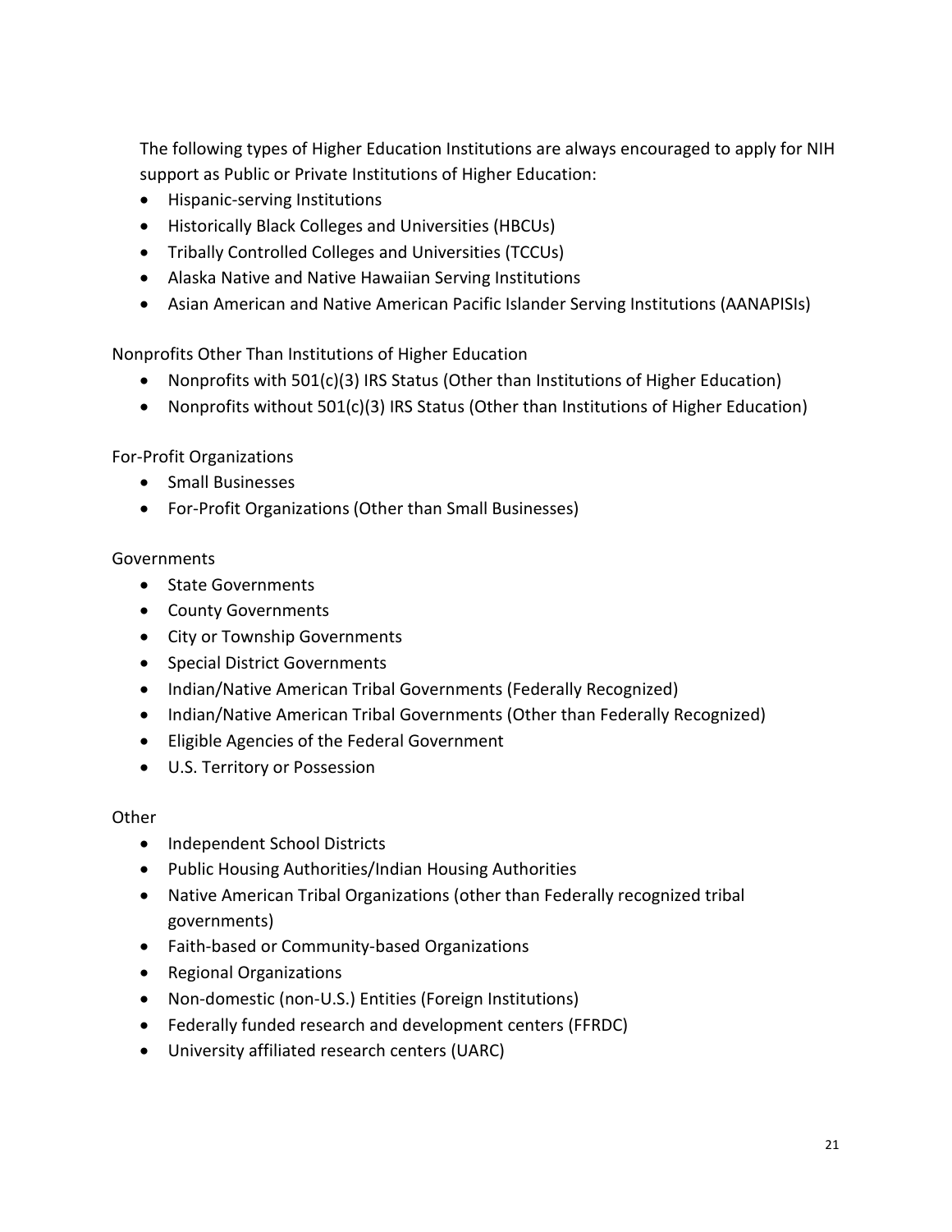The following types of Higher Education Institutions are always encouraged to apply for NIH support as Public or Private Institutions of Higher Education:

- Hispanic-serving Institutions
- Historically Black Colleges and Universities (HBCUs)
- Tribally Controlled Colleges and Universities (TCCUs)
- Alaska Native and Native Hawaiian Serving Institutions
- Asian American and Native American Pacific Islander Serving Institutions (AANAPISIs)

Nonprofits Other Than Institutions of Higher Education

- Nonprofits with 501(c)(3) IRS Status (Other than Institutions of Higher Education)
- Nonprofits without 501(c)(3) IRS Status (Other than Institutions of Higher Education)

For-Profit Organizations

- Small Businesses
- For-Profit Organizations (Other than Small Businesses)

Governments

- State Governments
- County Governments
- City or Township Governments
- Special District Governments
- Indian/Native American Tribal Governments (Federally Recognized)
- Indian/Native American Tribal Governments (Other than Federally Recognized)
- Eligible Agencies of the Federal Government
- U.S. Territory or Possession

Other

- Independent School Districts
- Public Housing Authorities/Indian Housing Authorities
- Native American Tribal Organizations (other than Federally recognized tribal governments)
- Faith-based or Community-based Organizations
- Regional Organizations
- Non-domestic (non-U.S.) Entities (Foreign Institutions)
- Federally funded research and development centers (FFRDC)
- University affiliated research centers (UARC)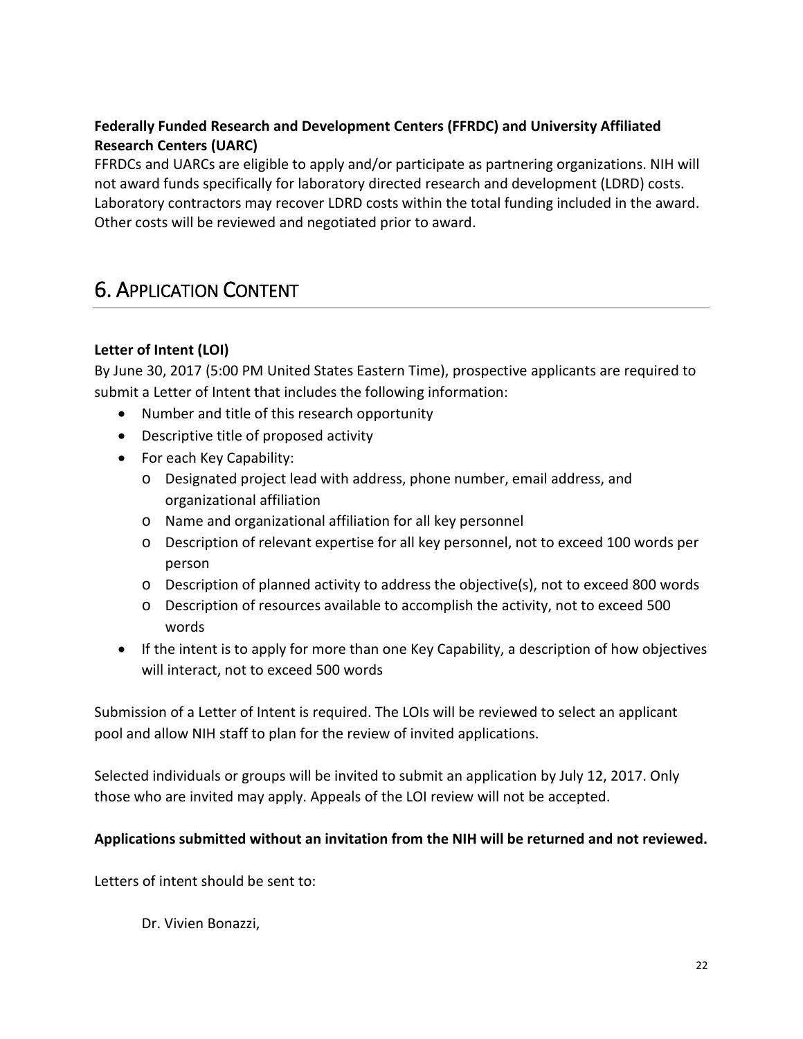**Federally Funded Research and Development Centers (FFRDC) and University Affiliated Research Centers (UARC)**

FFRDCs and UARCs are eligible to apply and/or participate as partnering organizations. NIH will not award funds specifically for laboratory directed research and development (LDRD) costs. Laboratory contractors may recover LDRD costs within the total funding included in the award. Other costs will be reviewed and negotiated prior to award.

# 6. Application Content

**Letter of Intent (LOI)**

By June 30, 2017 (5:00 PM United States Eastern Time), prospective applicants are required to submit a Letter of Intent that includes the following information:

- Number and title of this research opportunity
- Descriptive title of proposed activity
- For each Key Capability:
  - Designated project lead with address, phone number, email address, and organizational affiliation
  - Name and organizational affiliation for all key personnel
  - Description of relevant expertise for all key personnel, not to exceed 100 words per person
  - Description of planned activity to address the objective(s), not to exceed 800 words
  - Description of resources available to accomplish the activity, not to exceed 500 words
- If the intent is to apply for more than one Key Capability, a description of how objectives will interact, not to exceed 500 words

Submission of a Letter of Intent is required. The LOIs will be reviewed to select an applicant pool and allow NIH staff to plan for the review of invited applications.

Selected individuals or groups will be invited to submit an application by July 12, 2017. Only those who are invited may apply. Appeals of the LOI review will not be accepted.

**Applications submitted without an invitation from the NIH will be returned and not reviewed.**

Letters of intent should be sent to:

Dr. Vivien Bonazzi,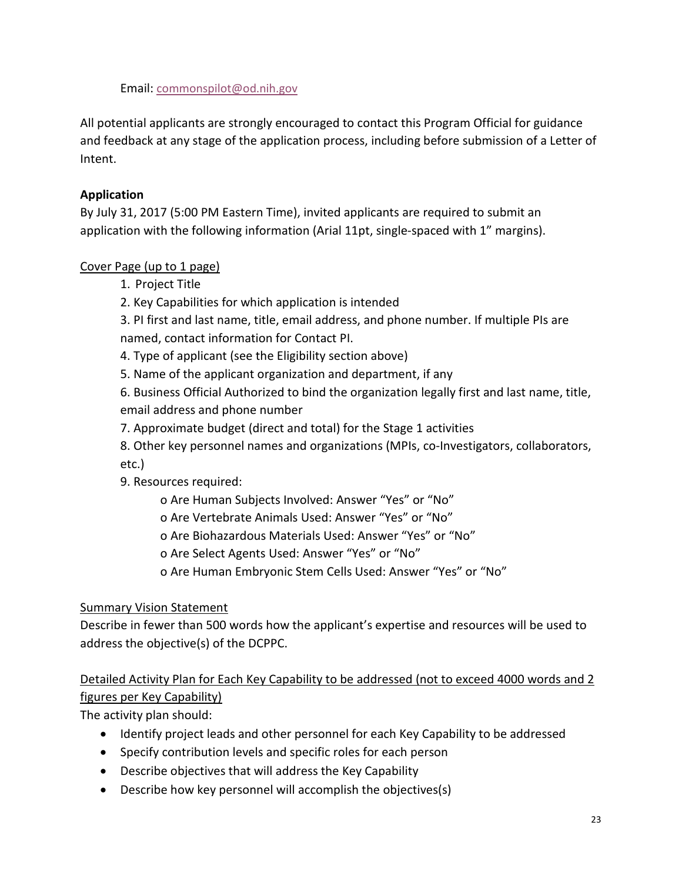Email: commonspilot@od.nih.gov

All potential applicants are strongly encouraged to contact this Program Official for guidance and feedback at any stage of the application process, including before submission of a Letter of Intent.

**Application**

By July 31, 2017 (5:00 PM Eastern Time), invited applicants are required to submit an application with the following information (Arial 11pt, single-spaced with 1” margins).

<u>Cover Page (up to 1 page)</u>

1. Project Title
2. Key Capabilities for which application is intended
3. PI first and last name, title, email address, and phone number. If multiple PIs are named, contact information for Contact PI.
4. Type of applicant (see the Eligibility section above)
5. Name of the applicant organization and department, if any
6. Business Official Authorized to bind the organization legally first and last name, title, email address and phone number
7. Approximate budget (direct and total) for the Stage 1 activities
8. Other key personnel names and organizations (MPIs, co-Investigators, collaborators, etc.)
9. Resources required:
   - o Are Human Subjects Involved: Answer “Yes” or “No”
   - o Are Vertebrate Animals Used: Answer “Yes” or “No”
   - o Are Biohazardous Materials Used: Answer “Yes” or “No”
   - o Are Select Agents Used: Answer “Yes” or “No”
   - o Are Human Embryonic Stem Cells Used: Answer “Yes” or “No”

<u>Summary Vision Statement</u>

Describe in fewer than 500 words how the applicant’s expertise and resources will be used to address the objective(s) of the DCPPC.

<u>Detailed Activity Plan for Each Key Capability to be addressed (not to exceed 4000 words and 2 figures per Key Capability)</u>

The activity plan should:

- Identify project leads and other personnel for each Key Capability to be addressed
- Specify contribution levels and specific roles for each person
- Describe objectives that will address the Key Capability
- Describe how key personnel will accomplish the objectives(s)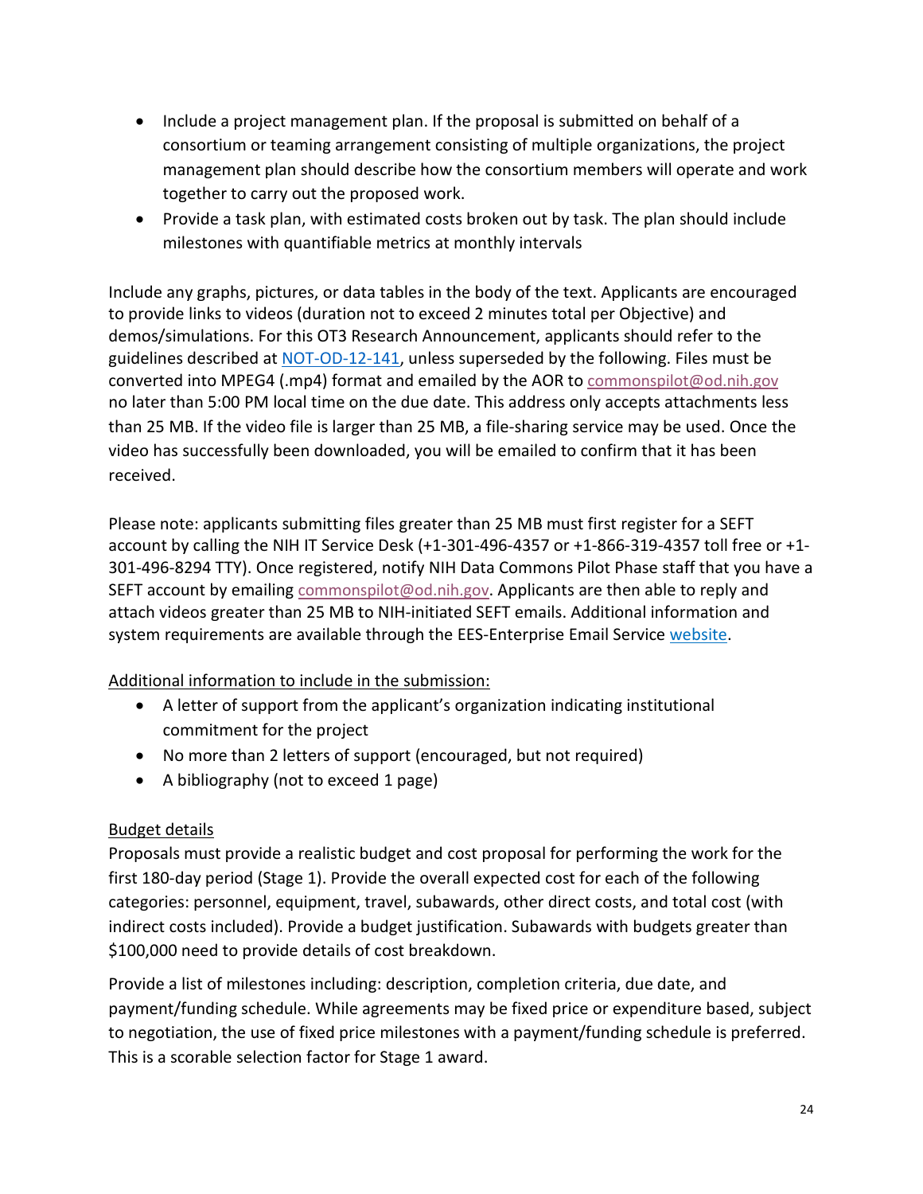- Include a project management plan. If the proposal is submitted on behalf of a consortium or teaming arrangement consisting of multiple organizations, the project management plan should describe how the consortium members will operate and work together to carry out the proposed work.
- Provide a task plan, with estimated costs broken out by task. The plan should include milestones with quantifiable metrics at monthly intervals

Include any graphs, pictures, or data tables in the body of the text. Applicants are encouraged to provide links to videos (duration not to exceed 2 minutes total per Objective) and demos/simulations. For this OT3 Research Announcement, applicants should refer to the guidelines described at [NOT-OD-12-141](NOT-OD-12-141), unless superseded by the following. Files must be converted into MPEG4 (.mp4) format and emailed by the AOR to commonspilot@od.nih.gov no later than 5:00 PM local time on the due date. This address only accepts attachments less than 25 MB. If the video file is larger than 25 MB, a file-sharing service may be used. Once the video has successfully been downloaded, you will be emailed to confirm that it has been received.

Please note: applicants submitting files greater than 25 MB must first register for a SEFT account by calling the NIH IT Service Desk (+1-301-496-4357 or +1-866-319-4357 toll free or +1-301-496-8294 TTY). Once registered, notify NIH Data Commons Pilot Phase staff that you have a SEFT account by emailing commonspilot@od.nih.gov. Applicants are then able to reply and attach videos greater than 25 MB to NIH-initiated SEFT emails. Additional information and system requirements are available through the EES-Enterprise Email Service website.

Additional information to include in the submission:

- A letter of support from the applicant's organization indicating institutional commitment for the project
- No more than 2 letters of support (encouraged, but not required)
- A bibliography (not to exceed 1 page)

Budget details

Proposals must provide a realistic budget and cost proposal for performing the work for the first 180-day period (Stage 1). Provide the overall expected cost for each of the following categories: personnel, equipment, travel, subawards, other direct costs, and total cost (with indirect costs included). Provide a budget justification. Subawards with budgets greater than $100,000 need to provide details of cost breakdown.

Provide a list of milestones including: description, completion criteria, due date, and payment/funding schedule. While agreements may be fixed price or expenditure based, subject to negotiation, the use of fixed price milestones with a payment/funding schedule is preferred. This is a scorable selection factor for Stage 1 award.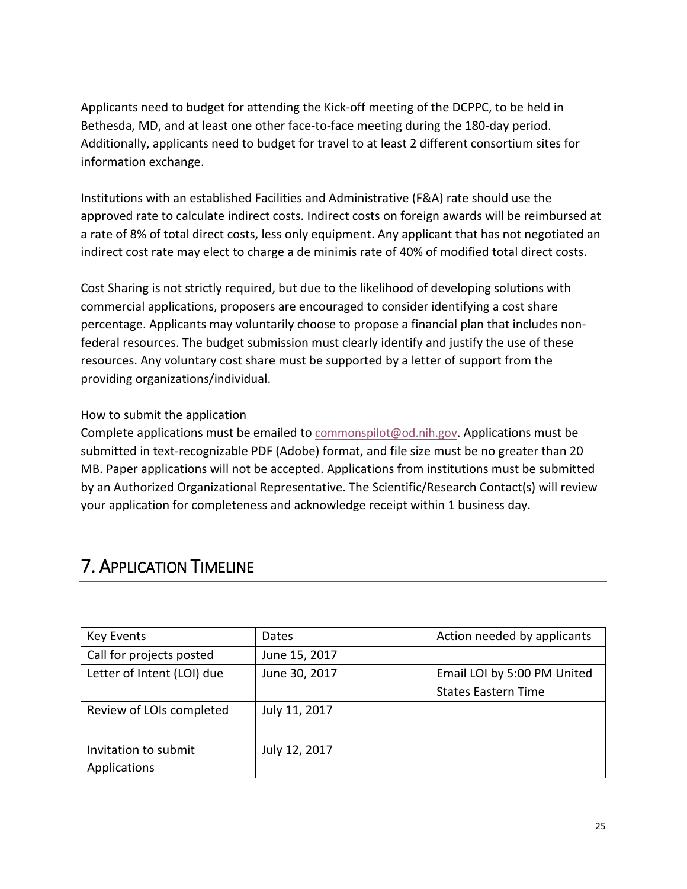Applicants need to budget for attending the Kick-off meeting of the DCPPC, to be held in Bethesda, MD, and at least one other face-to-face meeting during the 180-day period. Additionally, applicants need to budget for travel to at least 2 different consortium sites for information exchange.

Institutions with an established Facilities and Administrative (F&A) rate should use the approved rate to calculate indirect costs. Indirect costs on foreign awards will be reimbursed at a rate of 8% of total direct costs, less only equipment. Any applicant that has not negotiated an indirect cost rate may elect to charge a de minimis rate of 40% of modified total direct costs.

Cost Sharing is not strictly required, but due to the likelihood of developing solutions with commercial applications, proposers are encouraged to consider identifying a cost share percentage. Applicants may voluntarily choose to propose a financial plan that includes non-federal resources. The budget submission must clearly identify and justify the use of these resources. Any voluntary cost share must be supported by a letter of support from the providing organizations/individual.

<u>How to submit the application</u>

Complete applications must be emailed to commonspilot@od.nih.gov. Applications must be submitted in text-recognizable PDF (Adobe) format, and file size must be no greater than 20 MB. Paper applications will not be accepted. Applications from institutions must be submitted by an Authorized Organizational Representative. The Scientific/Research Contact(s) will review your application for completeness and acknowledge receipt within 1 business day.

# 7. Application Timeline

| Key Events | Dates | Action needed by applicants |
|---|---|---|
| Call for projects posted | June 15, 2017 | |
| Letter of Intent (LOI) due | June 30, 2017 | Email LOI by 5:00 PM United States Eastern Time |
| Review of LOIs completed | July 11, 2017 | |
| Invitation to submit Applications | July 12, 2017 | |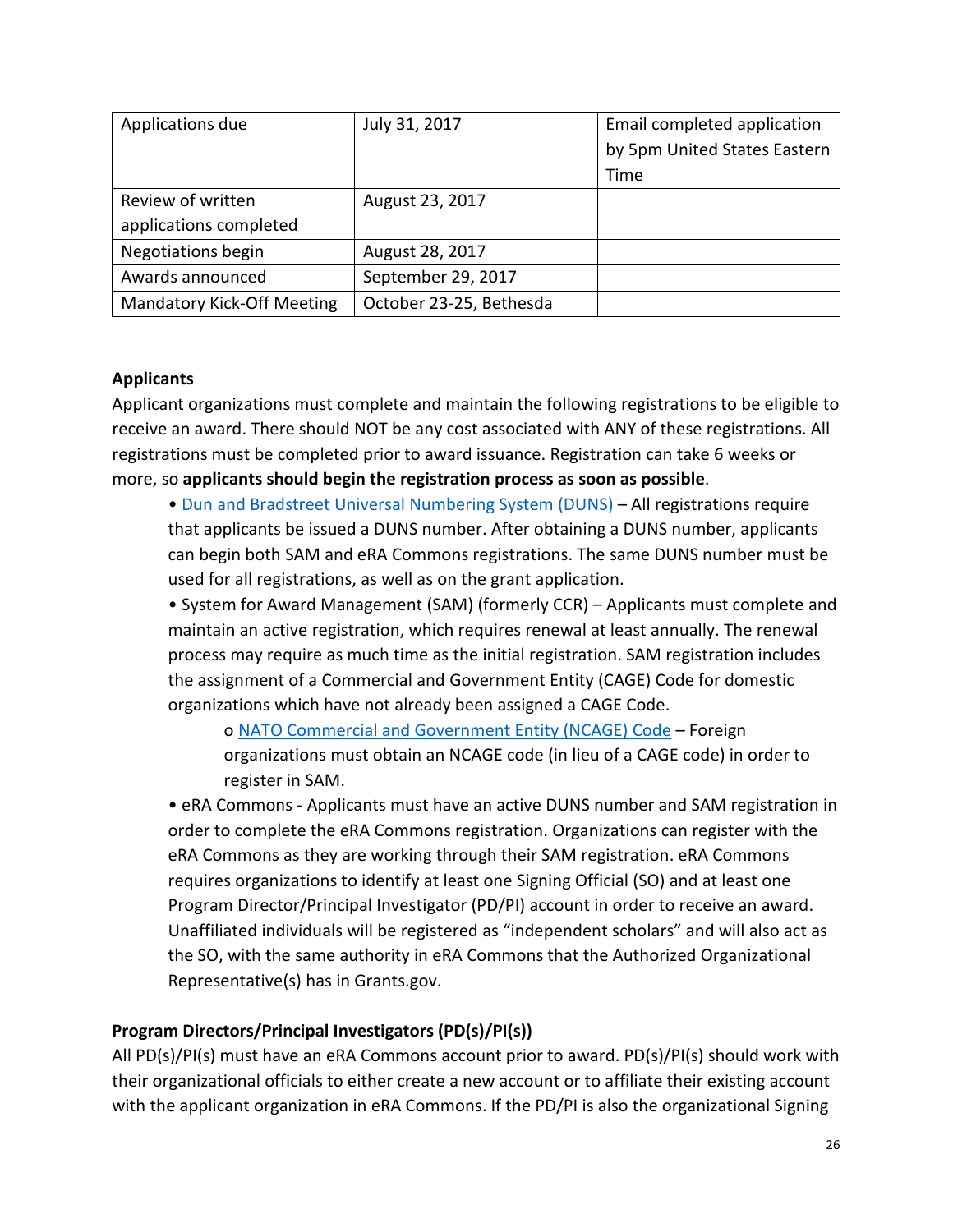| Applications due | July 31, 2017 | Email completed application by 5pm United States Eastern Time |
|---|---|---|
| Review of written applications completed | August 23, 2017 | |
| Negotiations begin | August 28, 2017 | |
| Awards announced | September 29, 2017 | |
| Mandatory Kick-Off Meeting | October 23-25, Bethesda | |

**Applicants**

Applicant organizations must complete and maintain the following registrations to be eligible to receive an award. There should NOT be any cost associated with ANY of these registrations. All registrations must be completed prior to award issuance. Registration can take 6 weeks or more, so **applicants should begin the registration process as soon as possible**.

- Dun and Bradstreet Universal Numbering System (DUNS) – All registrations require that applicants be issued a DUNS number. After obtaining a DUNS number, applicants can begin both SAM and eRA Commons registrations. The same DUNS number must be used for all registrations, as well as on the grant application.
- System for Award Management (SAM) (formerly CCR) – Applicants must complete and maintain an active registration, which requires renewal at least annually. The renewal process may require as much time as the initial registration. SAM registration includes the assignment of a Commercial and Government Entity (CAGE) Code for domestic organizations which have not already been assigned a CAGE Code.
  - NATO Commercial and Government Entity (NCAGE) Code – Foreign organizations must obtain an NCAGE code (in lieu of a CAGE code) in order to register in SAM.
- eRA Commons - Applicants must have an active DUNS number and SAM registration in order to complete the eRA Commons registration. Organizations can register with the eRA Commons as they are working through their SAM registration. eRA Commons requires organizations to identify at least one Signing Official (SO) and at least one Program Director/Principal Investigator (PD/PI) account in order to receive an award. Unaffiliated individuals will be registered as "independent scholars" and will also act as the SO, with the same authority in eRA Commons that the Authorized Organizational Representative(s) has in Grants.gov.

**Program Directors/Principal Investigators (PD(s)/PI(s))**

All PD(s)/PI(s) must have an eRA Commons account prior to award. PD(s)/PI(s) should work with their organizational officials to either create a new account or to affiliate their existing account with the applicant organization in eRA Commons. If the PD/PI is also the organizational Signing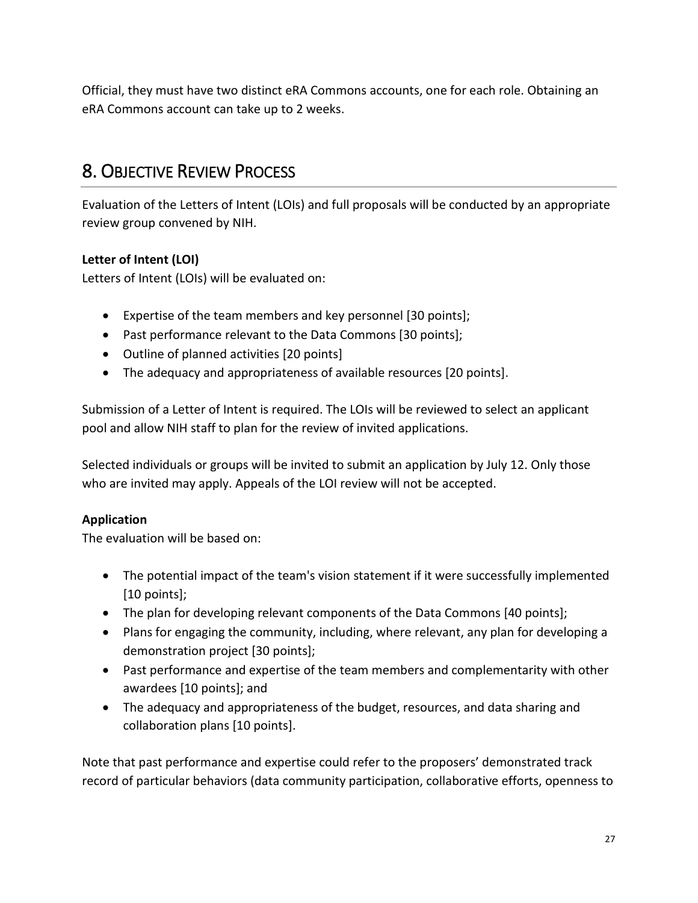Official, they must have two distinct eRA Commons accounts, one for each role. Obtaining an eRA Commons account can take up to 2 weeks.

## 8. Objective Review Process

Evaluation of the Letters of Intent (LOIs) and full proposals will be conducted by an appropriate review group convened by NIH.

**Letter of Intent (LOI)**
Letters of Intent (LOIs) will be evaluated on:

- Expertise of the team members and key personnel [30 points];
- Past performance relevant to the Data Commons [30 points];
- Outline of planned activities [20 points]
- The adequacy and appropriateness of available resources [20 points].

Submission of a Letter of Intent is required. The LOIs will be reviewed to select an applicant pool and allow NIH staff to plan for the review of invited applications.

Selected individuals or groups will be invited to submit an application by July 12. Only those who are invited may apply. Appeals of the LOI review will not be accepted.

**Application**
The evaluation will be based on:

- The potential impact of the team's vision statement if it were successfully implemented [10 points];
- The plan for developing relevant components of the Data Commons [40 points];
- Plans for engaging the community, including, where relevant, any plan for developing a demonstration project [30 points];
- Past performance and expertise of the team members and complementarity with other awardees [10 points]; and
- The adequacy and appropriateness of the budget, resources, and data sharing and collaboration plans [10 points].

Note that past performance and expertise could refer to the proposers' demonstrated track record of particular behaviors (data community participation, collaborative efforts, openness to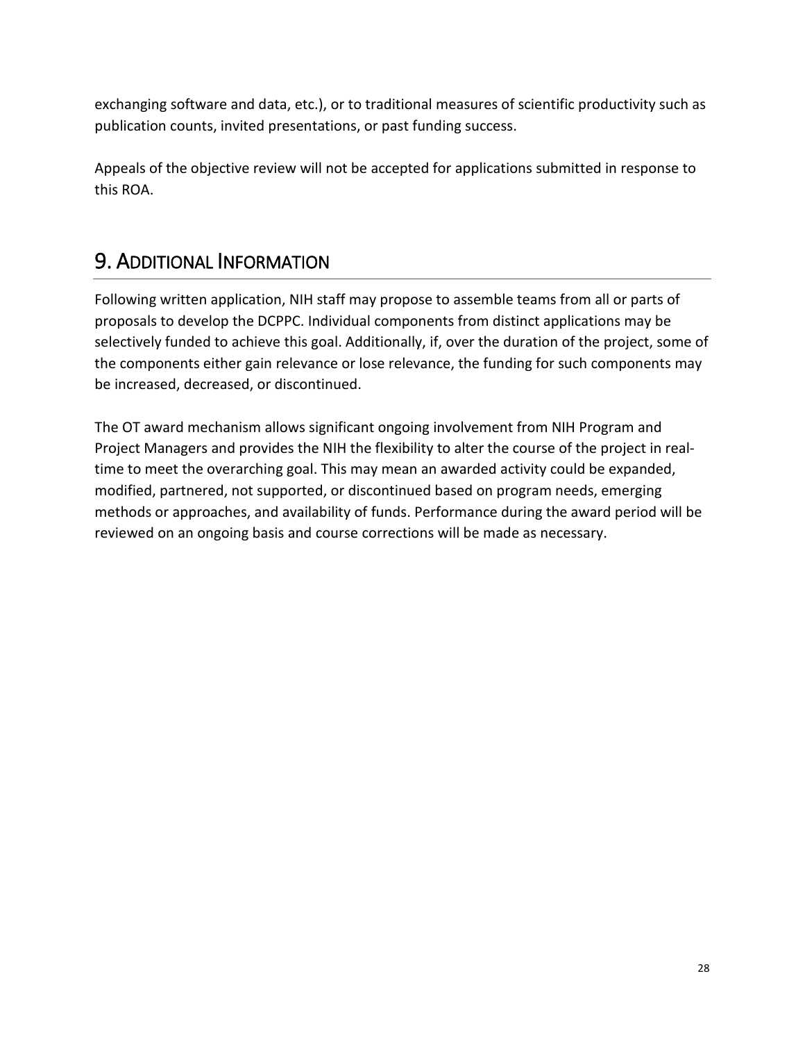exchanging software and data, etc.), or to traditional measures of scientific productivity such as publication counts, invited presentations, or past funding success.

Appeals of the objective review will not be accepted for applications submitted in response to this ROA.

## 9. Additional Information

Following written application, NIH staff may propose to assemble teams from all or parts of proposals to develop the DCPPC. Individual components from distinct applications may be selectively funded to achieve this goal. Additionally, if, over the duration of the project, some of the components either gain relevance or lose relevance, the funding for such components may be increased, decreased, or discontinued.

The OT award mechanism allows significant ongoing involvement from NIH Program and Project Managers and provides the NIH the flexibility to alter the course of the project in real-time to meet the overarching goal. This may mean an awarded activity could be expanded, modified, partnered, not supported, or discontinued based on program needs, emerging methods or approaches, and availability of funds. Performance during the award period will be reviewed on an ongoing basis and course corrections will be made as necessary.